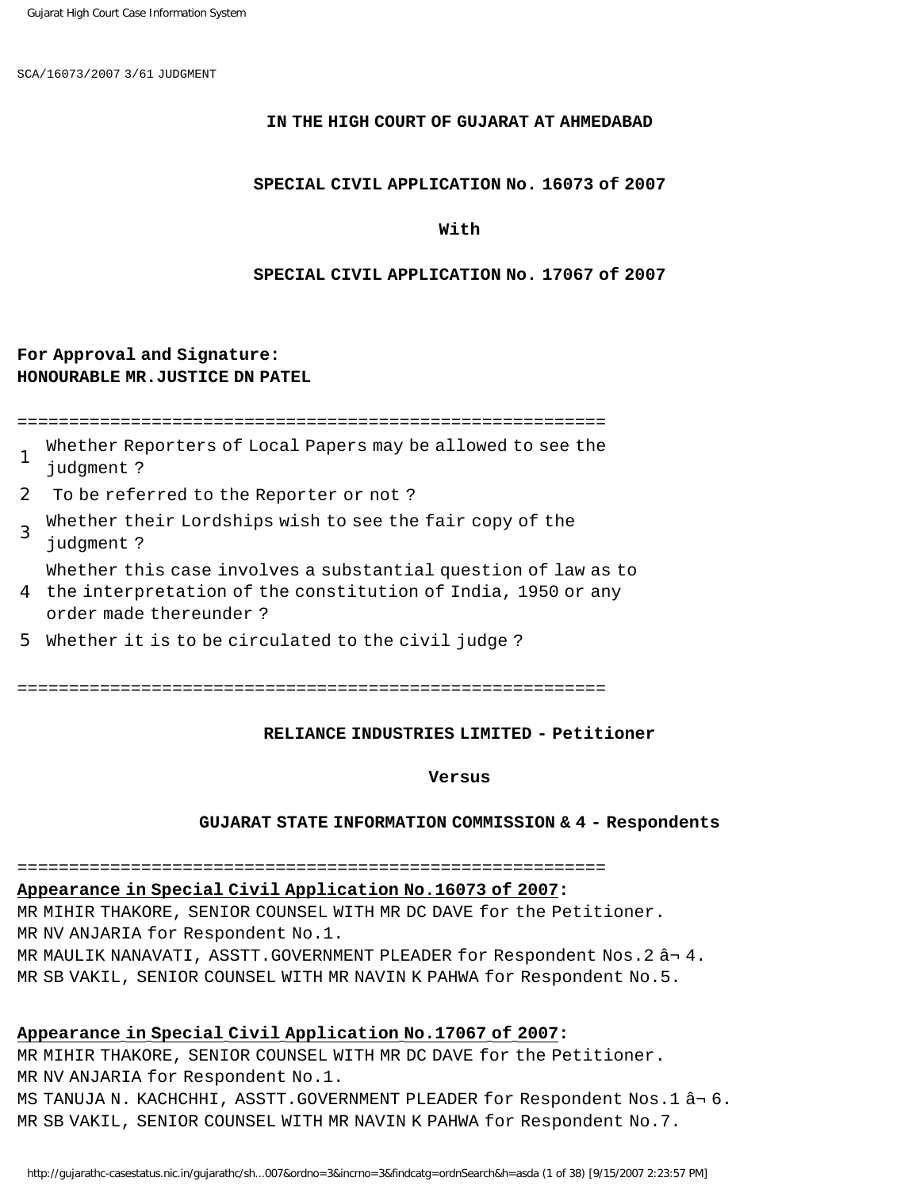**IN THE HIGH COURT OF GUJARAT AT AHMEDABAD**

**SPECIAL CIVIL APPLICATION No. 16073 of 2007**

**With**

**SPECIAL CIVIL APPLICATION No. 17067 of 2007**

**For Approval and Signature:**
**HONOURABLE MR.JUSTICE DN PATEL**

=========================================================

| | |
|---|---|
| 1 | Whether Reporters of Local Papers may be allowed to see the judgment ? |
| 2 | To be referred to the Reporter or not ? |
| 3 | Whether their Lordships wish to see the fair copy of the judgment ? |
| 4 | Whether this case involves a substantial question of law as to the interpretation of the constitution of India, 1950 or any order made thereunder ? |
| 5 | Whether it is to be circulated to the civil judge ? |

=========================================================

**RELIANCE INDUSTRIES LIMITED - Petitioner**

**Versus**

**GUJARAT STATE INFORMATION COMMISSION & 4 - Respondents**

=========================================================

**Appearance in Special Civil Application No.16073 of 2007:**
MR MIHIR THAKORE, SENIOR COUNSEL WITH MR DC DAVE for the Petitioner.
MR NV ANJARIA for Respondent No.1.
MR MAULIK NANAVATI, ASSTT.GOVERNMENT PLEADER for Respondent Nos.2 â¬ 4.
MR SB VAKIL, SENIOR COUNSEL WITH MR NAVIN K PAHWA for Respondent No.5.

**Appearance in Special Civil Application No.17067 of 2007:**
MR MIHIR THAKORE, SENIOR COUNSEL WITH MR DC DAVE for the Petitioner.
MR NV ANJARIA for Respondent No.1.
MS TANUJA N. KACHCHHI, ASSTT.GOVERNMENT PLEADER for Respondent Nos.1 â¬ 6.
MR SB VAKIL, SENIOR COUNSEL WITH MR NAVIN K PAHWA for Respondent No.7.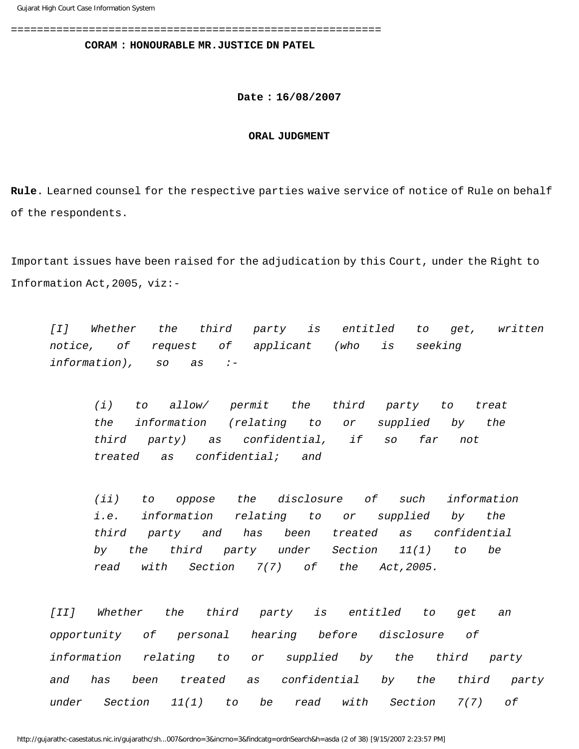**CORAM : HONOURABLE MR.JUSTICE DN PATEL**

**Date : 16/08/2007**

**ORAL JUDGMENT**

**Rule**. Learned counsel for the respective parties waive service of notice of Rule on behalf of the respondents.

Important issues have been raised for the adjudication by this Court, under the Right to Information Act,2005, viz:-

> *[I] Whether the third party is entitled to get, written notice, of request of applicant (who is seeking information), so as :-*
>
> > *(i) to allow/ permit the third party to treat the information (relating to or supplied by the third party) as confidential, if so far not treated as confidential; and*
> >
> > *(ii) to oppose the disclosure of such information i.e. information relating to or supplied by the third party and has been treated as confidential by the third party under Section 11(1) to be read with Section 7(7) of the Act,2005.*
>
> *[II] Whether the third party is entitled to get an opportunity of personal hearing before disclosure of information relating to or supplied by the third party and has been treated as confidential by the third party under Section 11(1) to be read with Section 7(7) of*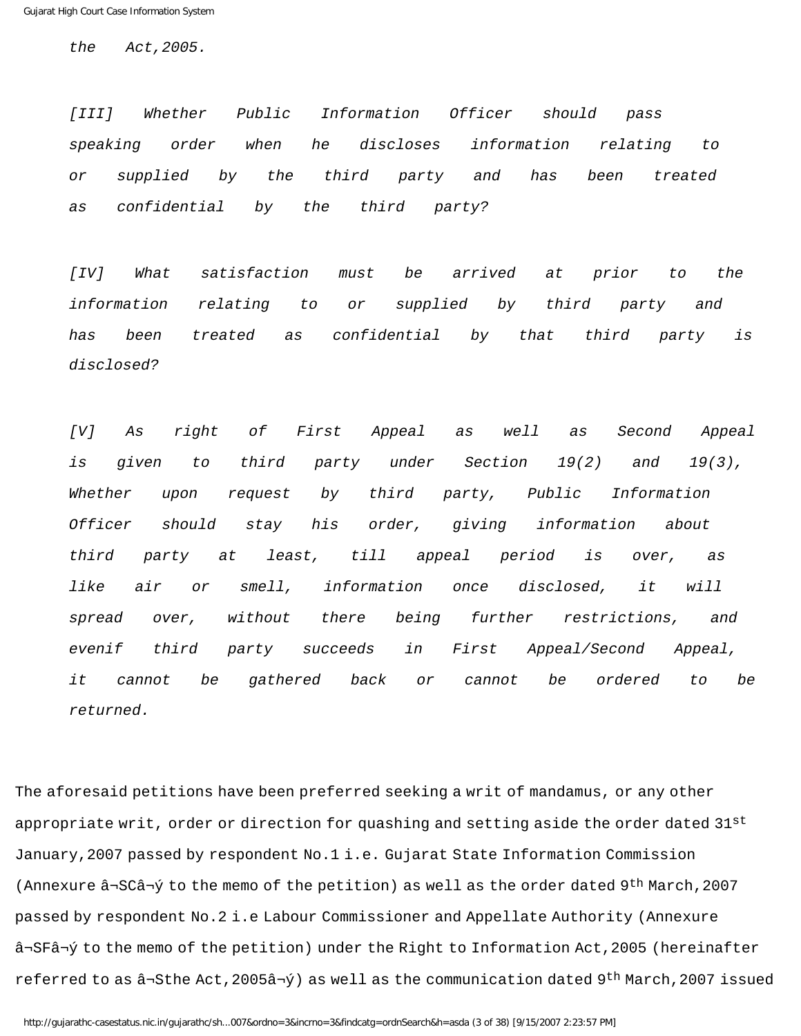*the Act,2005.*

*[III] Whether Public Information Officer should pass speaking order when he discloses information relating to or supplied by the third party and has been treated as confidential by the third party?*

*[IV] What satisfaction must be arrived at prior to the information relating to or supplied by third party and has been treated as confidential by that third party is disclosed?*

*[V] As right of First Appeal as well as Second Appeal is given to third party under Section 19(2) and 19(3), Whether upon request by third party, Public Information Officer should stay his order, giving information about third party at least, till appeal period is over, as like air or smell, information once disclosed, it will spread over, without there being further restrictions, and evenif third party succeeds in First Appeal/Second Appeal, it cannot be gathered back or cannot be ordered to be returned.*

The aforesaid petitions have been preferred seeking a writ of mandamus, or any other appropriate writ, order or direction for quashing and setting aside the order dated 31st January,2007 passed by respondent No.1 i.e. Gujarat State Information Commission (Annexure â¬SCâ¬ý to the memo of the petition) as well as the order dated 9th March,2007 passed by respondent No.2 i.e Labour Commissioner and Appellate Authority (Annexure â¬SFâ¬ý to the memo of the petition) under the Right to Information Act,2005 (hereinafter referred to as â¬Sthe Act,2005â¬ý) as well as the communication dated 9th March,2007 issued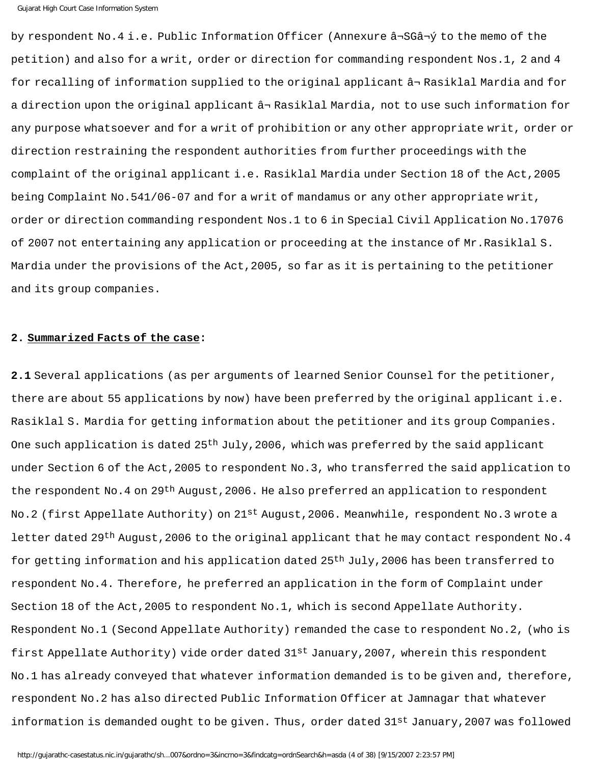by respondent No.4 i.e. Public Information Officer (Annexure â¬SGâ¬ý to the memo of the petition) and also for a writ, order or direction for commanding respondent Nos.1, 2 and 4 for recalling of information supplied to the original applicant â¬ Rasiklal Mardia and for a direction upon the original applicant â¬ Rasiklal Mardia, not to use such information for any purpose whatsoever and for a writ of prohibition or any other appropriate writ, order or direction restraining the respondent authorities from further proceedings with the complaint of the original applicant i.e. Rasiklal Mardia under Section 18 of the Act,2005 being Complaint No.541/06-07 and for a writ of mandamus or any other appropriate writ, order or direction commanding respondent Nos.1 to 6 in Special Civil Application No.17076 of 2007 not entertaining any application or proceeding at the instance of Mr.Rasiklal S. Mardia under the provisions of the Act,2005, so far as it is pertaining to the petitioner and its group companies.

**2. Summarized Facts of the case:**

**2.1** Several applications (as per arguments of learned Senior Counsel for the petitioner, there are about 55 applications by now) have been preferred by the original applicant i.e. Rasiklal S. Mardia for getting information about the petitioner and its group Companies. One such application is dated 25th July,2006, which was preferred by the said applicant under Section 6 of the Act,2005 to respondent No.3, who transferred the said application to the respondent No.4 on 29th August,2006. He also preferred an application to respondent No.2 (first Appellate Authority) on 21st August,2006. Meanwhile, respondent No.3 wrote a letter dated 29th August,2006 to the original applicant that he may contact respondent No.4 for getting information and his application dated 25th July,2006 has been transferred to respondent No.4. Therefore, he preferred an application in the form of Complaint under Section 18 of the Act,2005 to respondent No.1, which is second Appellate Authority. Respondent No.1 (Second Appellate Authority) remanded the case to respondent No.2, (who is first Appellate Authority) vide order dated 31st January,2007, wherein this respondent No.1 has already conveyed that whatever information demanded is to be given and, therefore, respondent No.2 has also directed Public Information Officer at Jamnagar that whatever information is demanded ought to be given. Thus, order dated 31st January,2007 was followed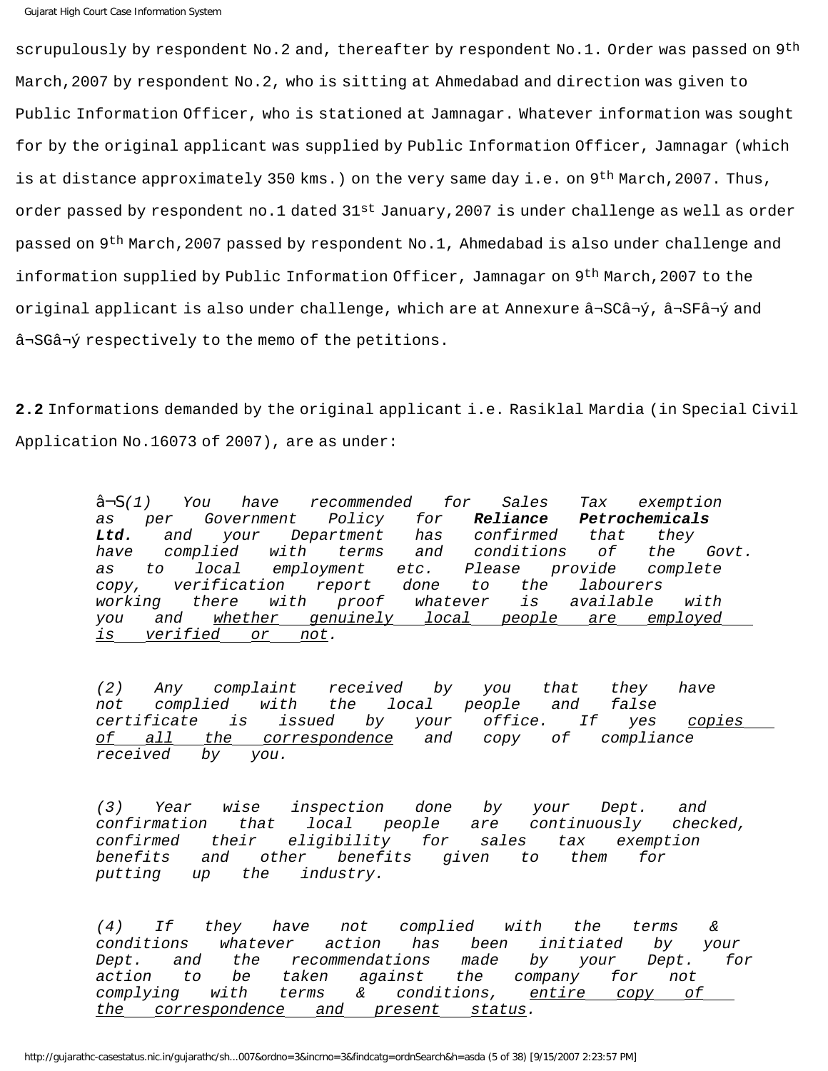scrupulously by respondent No.2 and, thereafter by respondent No.1. Order was passed on 9th March,2007 by respondent No.2, who is sitting at Ahmedabad and direction was given to Public Information Officer, who is stationed at Jamnagar. Whatever information was sought for by the original applicant was supplied by Public Information Officer, Jamnagar (which is at distance approximately 350 kms.) on the very same day i.e. on 9th March,2007. Thus, order passed by respondent no.1 dated 31st January,2007 is under challenge as well as order passed on 9th March,2007 passed by respondent No.1, Ahmedabad is also under challenge and information supplied by Public Information Officer, Jamnagar on 9th March,2007 to the original applicant is also under challenge, which are at Annexure â¬SCâ¬ý, â¬SFâ¬ý and â¬SGâ¬ý respectively to the memo of the petitions.

**2.2** Informations demanded by the original applicant i.e. Rasiklal Mardia (in Special Civil Application No.16073 of 2007), are as under:

> â¬S*(1) You have recommended for Sales Tax exemption as per Government Policy for* ***Reliance Petrochemicals Ltd.*** *and your Department has confirmed that they have complied with terms and conditions of the Govt. as to local employment etc. Please provide complete copy, verification report done to the labourers working there with proof whatever is available with you and* <u>*whether genuinely local people are employed is verified or not*</u>*.*
>
> *(2) Any complaint received by you that they have not complied with the local people and false certificate is issued by your office. If yes* <u>*copies of all the correspondence*</u> *and copy of compliance received by you.*
>
> *(3) Year wise inspection done by your Dept. and confirmation that local people are continuously checked, confirmed their eligibility for sales tax exemption benefits and other benefits given to them for putting up the industry.*
>
> *(4) If they have not complied with the terms & conditions whatever action has been initiated by your Dept. and the recommendations made by your Dept. for action to be taken against the company for not complying with terms & conditions,* <u>*entire copy of the correspondence and present status*</u>*.*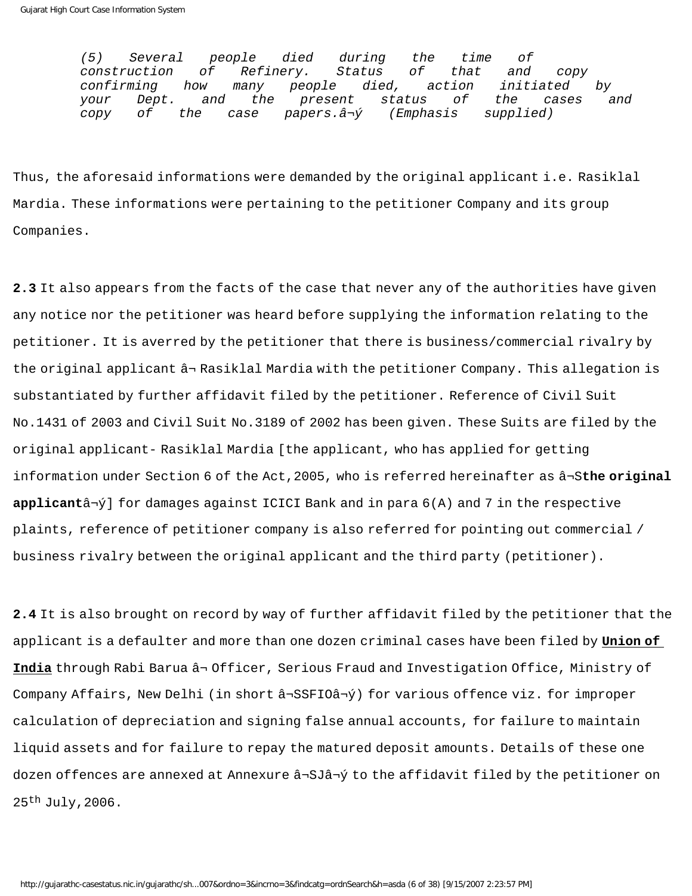*(5) Several people died during the time of construction of Refinery. Status of that and copy confirming how many people died, action initiated by your Dept. and the present status of the cases and copy of the case papers.â¬ý (Emphasis supplied)*

Thus, the aforesaid informations were demanded by the original applicant i.e. Rasiklal Mardia. These informations were pertaining to the petitioner Company and its group Companies.

**2.3** It also appears from the facts of the case that never any of the authorities have given any notice nor the petitioner was heard before supplying the information relating to the petitioner. It is averred by the petitioner that there is business/commercial rivalry by the original applicant â¬ Rasiklal Mardia with the petitioner Company. This allegation is substantiated by further affidavit filed by the petitioner. Reference of Civil Suit No.1431 of 2003 and Civil Suit No.3189 of 2002 has been given. These Suits are filed by the original applicant- Rasiklal Mardia [the applicant, who has applied for getting information under Section 6 of the Act,2005, who is referred hereinafter as â¬S**the original applicant**â¬ý] for damages against ICICI Bank and in para 6(A) and 7 in the respective plaints, reference of petitioner company is also referred for pointing out commercial / business rivalry between the original applicant and the third party (petitioner).

**2.4** It is also brought on record by way of further affidavit filed by the petitioner that the applicant is a defaulter and more than one dozen criminal cases have been filed by **Union of India** through Rabi Barua â¬ Officer, Serious Fraud and Investigation Office, Ministry of Company Affairs, New Delhi (in short â¬SSFIOâ¬ý) for various offence viz. for improper calculation of depreciation and signing false annual accounts, for failure to maintain liquid assets and for failure to repay the matured deposit amounts. Details of these one dozen offences are annexed at Annexure â¬SJâ¬ý to the affidavit filed by the petitioner on 25th July,2006.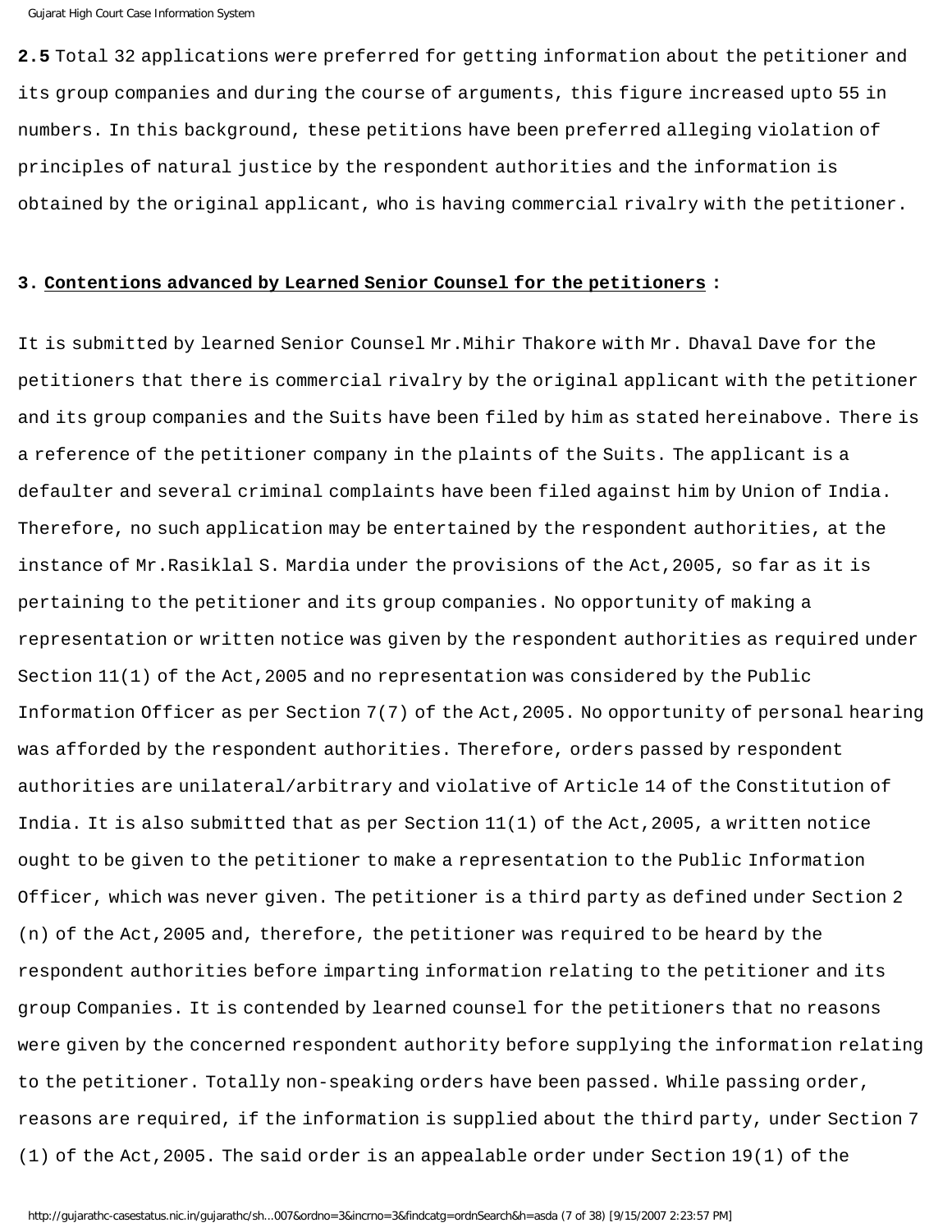**2.5** Total 32 applications were preferred for getting information about the petitioner and its group companies and during the course of arguments, this figure increased upto 55 in numbers. In this background, these petitions have been preferred alleging violation of principles of natural justice by the respondent authorities and the information is obtained by the original applicant, who is having commercial rivalry with the petitioner.

**3. Contentions advanced by Learned Senior Counsel for the petitioners :**

It is submitted by learned Senior Counsel Mr.Mihir Thakore with Mr. Dhaval Dave for the petitioners that there is commercial rivalry by the original applicant with the petitioner and its group companies and the Suits have been filed by him as stated hereinabove. There is a reference of the petitioner company in the plaints of the Suits. The applicant is a defaulter and several criminal complaints have been filed against him by Union of India. Therefore, no such application may be entertained by the respondent authorities, at the instance of Mr.Rasiklal S. Mardia under the provisions of the Act,2005, so far as it is pertaining to the petitioner and its group companies. No opportunity of making a representation or written notice was given by the respondent authorities as required under Section 11(1) of the Act,2005 and no representation was considered by the Public Information Officer as per Section 7(7) of the Act,2005. No opportunity of personal hearing was afforded by the respondent authorities. Therefore, orders passed by respondent authorities are unilateral/arbitrary and violative of Article 14 of the Constitution of India. It is also submitted that as per Section 11(1) of the Act,2005, a written notice ought to be given to the petitioner to make a representation to the Public Information Officer, which was never given. The petitioner is a third party as defined under Section 2 (n) of the Act,2005 and, therefore, the petitioner was required to be heard by the respondent authorities before imparting information relating to the petitioner and its group Companies. It is contended by learned counsel for the petitioners that no reasons were given by the concerned respondent authority before supplying the information relating to the petitioner. Totally non-speaking orders have been passed. While passing order, reasons are required, if the information is supplied about the third party, under Section 7 (1) of the Act,2005. The said order is an appealable order under Section 19(1) of the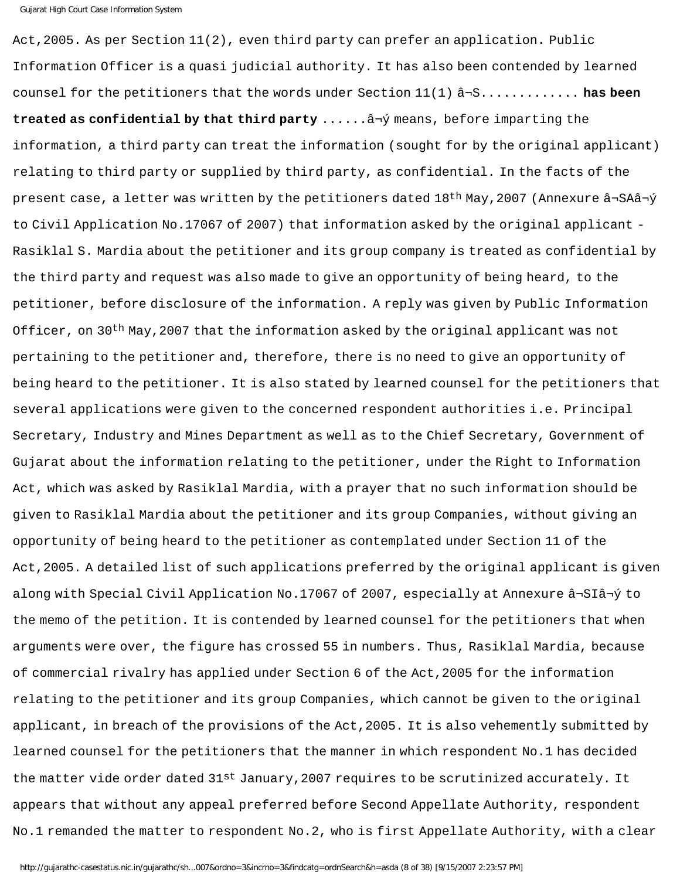Act,2005. As per Section 11(2), even third party can prefer an application. Public Information Officer is a quasi judicial authority. It has also been contended by learned counsel for the petitioners that the words under Section 11(1) â¬S............. **has been treated as confidential by that third party** ......â¬ý means, before imparting the information, a third party can treat the information (sought for by the original applicant) relating to third party or supplied by third party, as confidential. In the facts of the present case, a letter was written by the petitioners dated 18th May,2007 (Annexure â¬SAâ¬ý to Civil Application No.17067 of 2007) that information asked by the original applicant - Rasiklal S. Mardia about the petitioner and its group company is treated as confidential by the third party and request was also made to give an opportunity of being heard, to the petitioner, before disclosure of the information. A reply was given by Public Information Officer, on 30th May,2007 that the information asked by the original applicant was not pertaining to the petitioner and, therefore, there is no need to give an opportunity of being heard to the petitioner. It is also stated by learned counsel for the petitioners that several applications were given to the concerned respondent authorities i.e. Principal Secretary, Industry and Mines Department as well as to the Chief Secretary, Government of Gujarat about the information relating to the petitioner, under the Right to Information Act, which was asked by Rasiklal Mardia, with a prayer that no such information should be given to Rasiklal Mardia about the petitioner and its group Companies, without giving an opportunity of being heard to the petitioner as contemplated under Section 11 of the Act,2005. A detailed list of such applications preferred by the original applicant is given along with Special Civil Application No.17067 of 2007, especially at Annexure â¬SIâ¬ý to the memo of the petition. It is contended by learned counsel for the petitioners that when arguments were over, the figure has crossed 55 in numbers. Thus, Rasiklal Mardia, because of commercial rivalry has applied under Section 6 of the Act,2005 for the information relating to the petitioner and its group Companies, which cannot be given to the original applicant, in breach of the provisions of the Act,2005. It is also vehemently submitted by learned counsel for the petitioners that the manner in which respondent No.1 has decided the matter vide order dated 31st January,2007 requires to be scrutinized accurately. It appears that without any appeal preferred before Second Appellate Authority, respondent No.1 remanded the matter to respondent No.2, who is first Appellate Authority, with a clear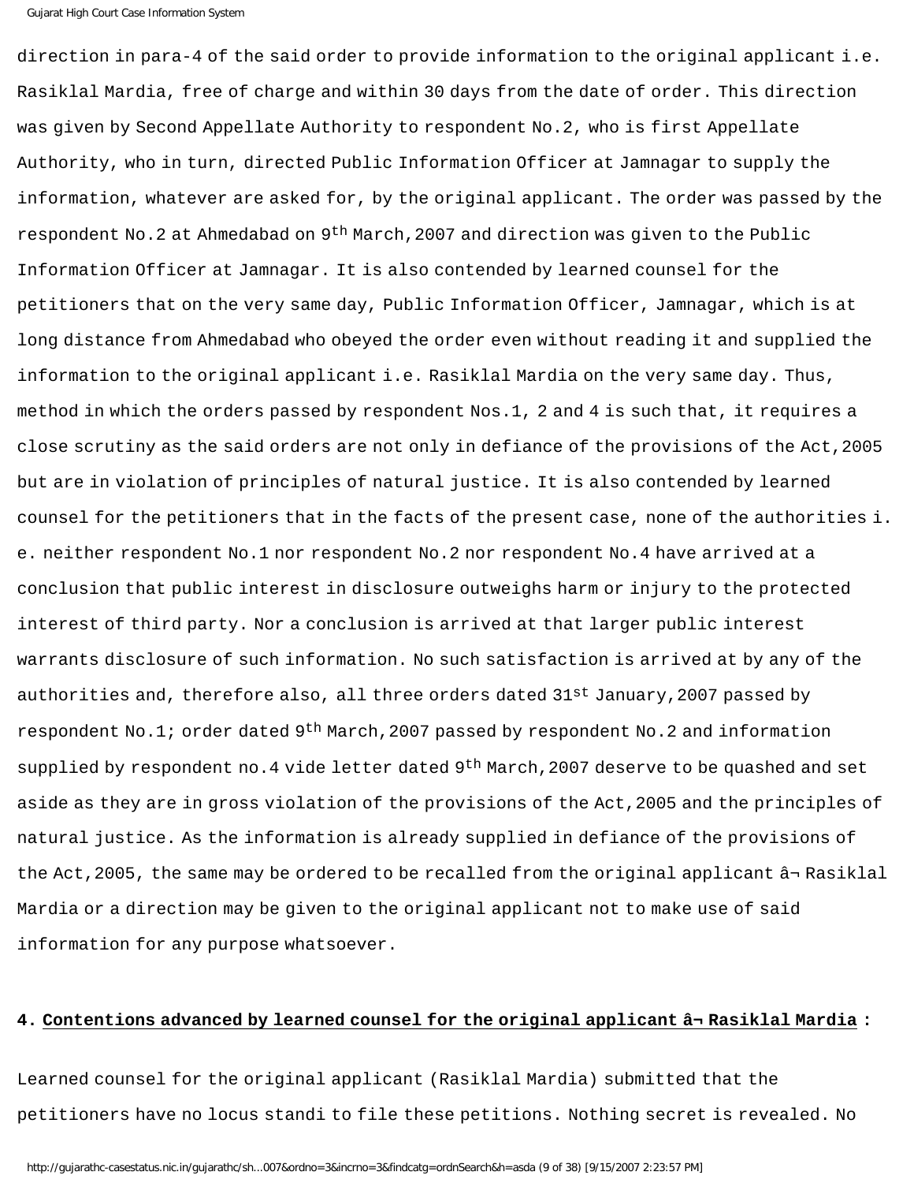direction in para-4 of the said order to provide information to the original applicant i.e. Rasiklal Mardia, free of charge and within 30 days from the date of order. This direction was given by Second Appellate Authority to respondent No.2, who is first Appellate Authority, who in turn, directed Public Information Officer at Jamnagar to supply the information, whatever are asked for, by the original applicant. The order was passed by the respondent No.2 at Ahmedabad on 9th March,2007 and direction was given to the Public Information Officer at Jamnagar. It is also contended by learned counsel for the petitioners that on the very same day, Public Information Officer, Jamnagar, which is at long distance from Ahmedabad who obeyed the order even without reading it and supplied the information to the original applicant i.e. Rasiklal Mardia on the very same day. Thus, method in which the orders passed by respondent Nos.1, 2 and 4 is such that, it requires a close scrutiny as the said orders are not only in defiance of the provisions of the Act,2005 but are in violation of principles of natural justice. It is also contended by learned counsel for the petitioners that in the facts of the present case, none of the authorities i.e. neither respondent No.1 nor respondent No.2 nor respondent No.4 have arrived at a conclusion that public interest in disclosure outweighs harm or injury to the protected interest of third party. Nor a conclusion is arrived at that larger public interest warrants disclosure of such information. No such satisfaction is arrived at by any of the authorities and, therefore also, all three orders dated 31st January,2007 passed by respondent No.1; order dated 9th March,2007 passed by respondent No.2 and information supplied by respondent no.4 vide letter dated 9th March,2007 deserve to be quashed and set aside as they are in gross violation of the provisions of the Act,2005 and the principles of natural justice. As the information is already supplied in defiance of the provisions of the Act,2005, the same may be ordered to be recalled from the original applicant â¬ Rasiklal Mardia or a direction may be given to the original applicant not to make use of said information for any purpose whatsoever.

**4. <u>Contentions advanced by learned counsel for the original applicant â¬ Rasiklal Mardia</u> :**

Learned counsel for the original applicant (Rasiklal Mardia) submitted that the petitioners have no locus standi to file these petitions. Nothing secret is revealed. No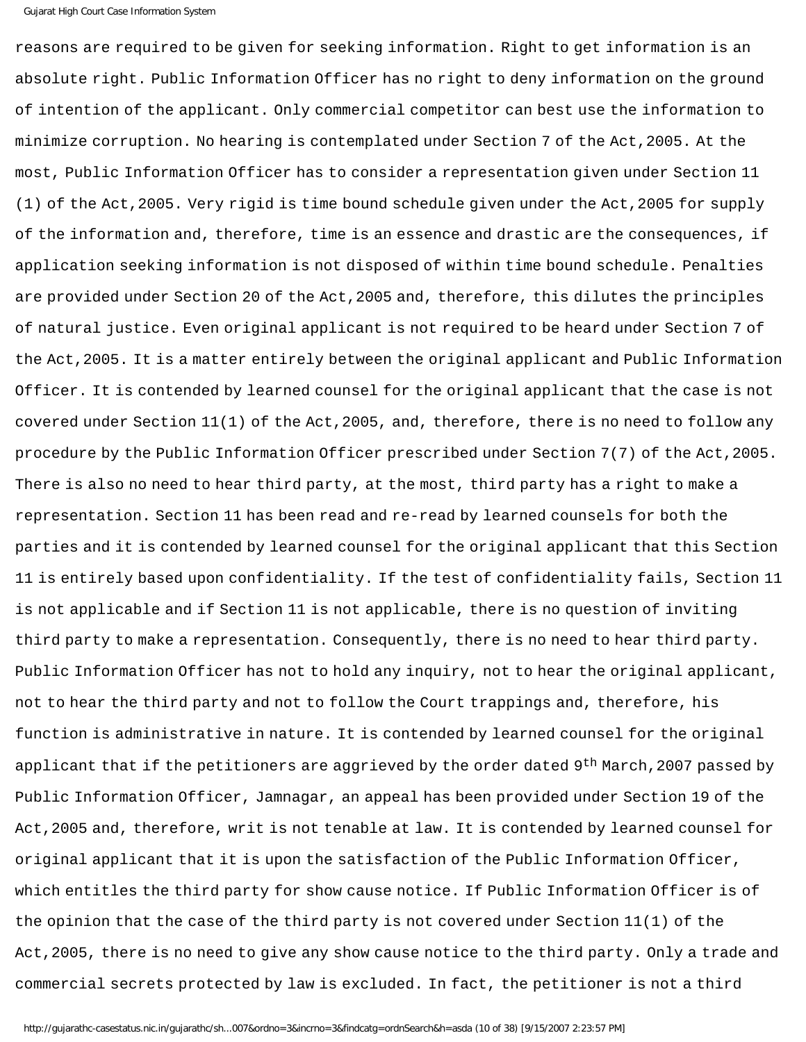reasons are required to be given for seeking information. Right to get information is an absolute right. Public Information Officer has no right to deny information on the ground of intention of the applicant. Only commercial competitor can best use the information to minimize corruption. No hearing is contemplated under Section 7 of the Act,2005. At the most, Public Information Officer has to consider a representation given under Section 11 (1) of the Act,2005. Very rigid is time bound schedule given under the Act,2005 for supply of the information and, therefore, time is an essence and drastic are the consequences, if application seeking information is not disposed of within time bound schedule. Penalties are provided under Section 20 of the Act,2005 and, therefore, this dilutes the principles of natural justice. Even original applicant is not required to be heard under Section 7 of the Act,2005. It is a matter entirely between the original applicant and Public Information Officer. It is contended by learned counsel for the original applicant that the case is not covered under Section 11(1) of the Act,2005, and, therefore, there is no need to follow any procedure by the Public Information Officer prescribed under Section 7(7) of the Act,2005. There is also no need to hear third party, at the most, third party has a right to make a representation. Section 11 has been read and re-read by learned counsels for both the parties and it is contended by learned counsel for the original applicant that this Section 11 is entirely based upon confidentiality. If the test of confidentiality fails, Section 11 is not applicable and if Section 11 is not applicable, there is no question of inviting third party to make a representation. Consequently, there is no need to hear third party. Public Information Officer has not to hold any inquiry, not to hear the original applicant, not to hear the third party and not to follow the Court trappings and, therefore, his function is administrative in nature. It is contended by learned counsel for the original applicant that if the petitioners are aggrieved by the order dated 9th March,2007 passed by Public Information Officer, Jamnagar, an appeal has been provided under Section 19 of the Act,2005 and, therefore, writ is not tenable at law. It is contended by learned counsel for original applicant that it is upon the satisfaction of the Public Information Officer, which entitles the third party for show cause notice. If Public Information Officer is of the opinion that the case of the third party is not covered under Section 11(1) of the Act,2005, there is no need to give any show cause notice to the third party. Only a trade and commercial secrets protected by law is excluded. In fact, the petitioner is not a third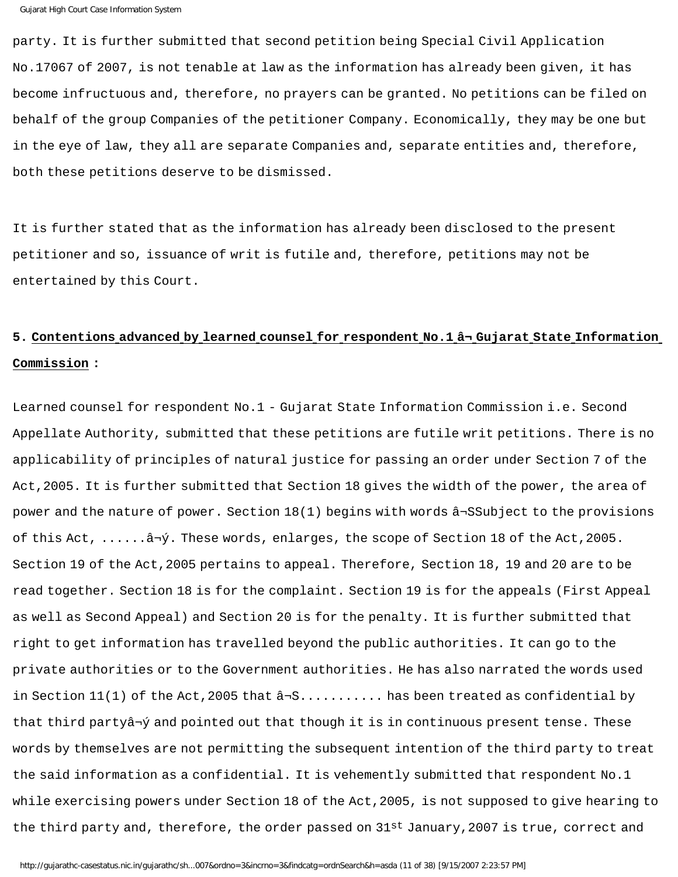party. It is further submitted that second petition being Special Civil Application No.17067 of 2007, is not tenable at law as the information has already been given, it has become infructuous and, therefore, no prayers can be granted. No petitions can be filed on behalf of the group Companies of the petitioner Company. Economically, they may be one but in the eye of law, they all are separate Companies and, separate entities and, therefore, both these petitions deserve to be dismissed.

It is further stated that as the information has already been disclosed to the present petitioner and so, issuance of writ is futile and, therefore, petitions may not be entertained by this Court.

**5. Contentions advanced by learned counsel for respondent No.1 â¬ Gujarat State Information Commission :**

Learned counsel for respondent No.1 - Gujarat State Information Commission i.e. Second Appellate Authority, submitted that these petitions are futile writ petitions. There is no applicability of principles of natural justice for passing an order under Section 7 of the Act,2005. It is further submitted that Section 18 gives the width of the power, the area of power and the nature of power. Section 18(1) begins with words â¬SSubject to the provisions of this Act, ......â¬ý. These words, enlarges, the scope of Section 18 of the Act,2005. Section 19 of the Act,2005 pertains to appeal. Therefore, Section 18, 19 and 20 are to be read together. Section 18 is for the complaint. Section 19 is for the appeals (First Appeal as well as Second Appeal) and Section 20 is for the penalty. It is further submitted that right to get information has travelled beyond the public authorities. It can go to the private authorities or to the Government authorities. He has also narrated the words used in Section 11(1) of the Act,2005 that â¬S........... has been treated as confidential by that third partyâ¬ý and pointed out that though it is in continuous present tense. These words by themselves are not permitting the subsequent intention of the third party to treat the said information as a confidential. It is vehemently submitted that respondent No.1 while exercising powers under Section 18 of the Act,2005, is not supposed to give hearing to the third party and, therefore, the order passed on 31st January,2007 is true, correct and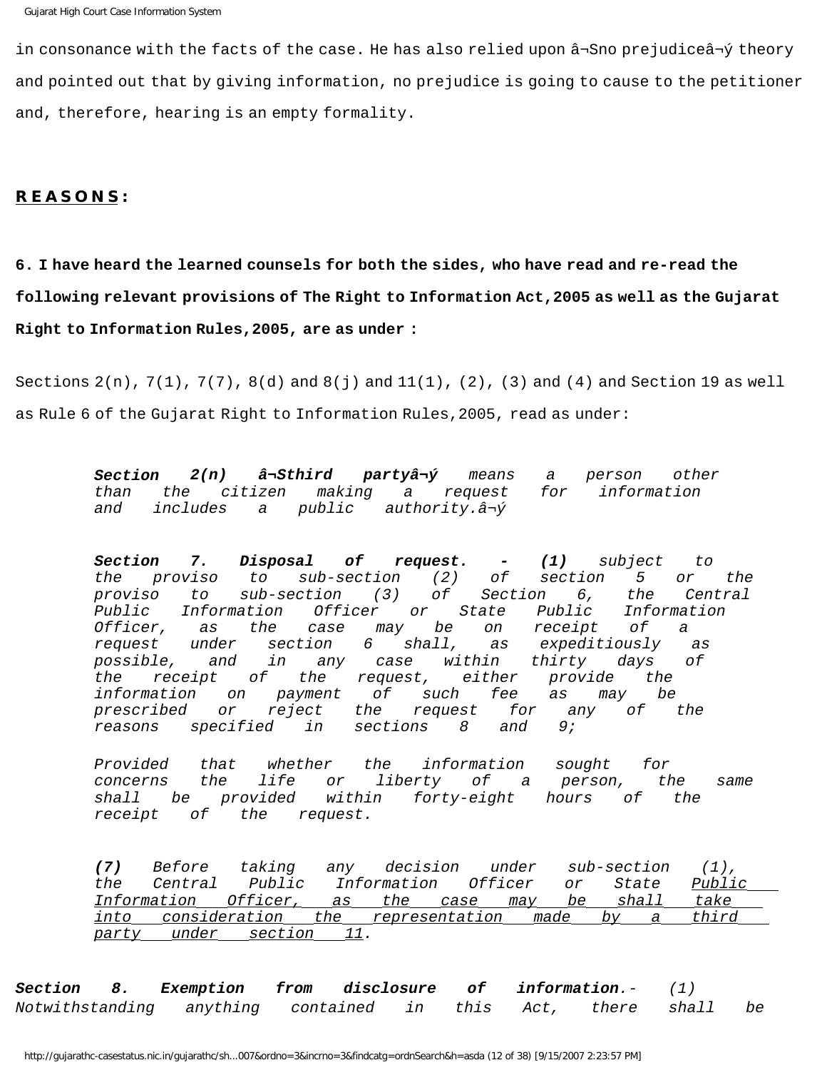in consonance with the facts of the case. He has also relied upon â¬Sno prejudiceâ¬ý theory and pointed out that by giving information, no prejudice is going to cause to the petitioner and, therefore, hearing is an empty formality.

## **R E A S O N S:**

**6. I have heard the learned counsels for both the sides, who have read and re-read the following relevant provisions of The Right to Information Act,2005 as well as the Gujarat Right to Information Rules,2005, are as under :**

Sections 2(n), 7(1), 7(7), 8(d) and 8(j) and 11(1), (2), (3) and (4) and Section 19 as well as Rule 6 of the Gujarat Right to Information Rules,2005, read as under:

> ***Section 2(n) â¬Sthird partyâ¬ý*** *means a person other than the citizen making a request for information and includes a public authority.â¬ý*
>
> ***Section 7. Disposal of request. - (1)*** *subject to the proviso to sub-section (2) of section 5 or the proviso to sub-section (3) of Section 6, the Central Public Information Officer or State Public Information Officer, as the case may be on receipt of a request under section 6 shall, as expeditiously as possible, and in any case within thirty days of the receipt of the request, either provide the information on payment of such fee as may be prescribed or reject the request for any of the reasons specified in sections 8 and 9;*
>
> *Provided that whether the information sought for concerns the life or liberty of a person, the same shall be provided within forty-eight hours of the receipt of the request.*
>
> ***(7)*** *Before taking any decision under sub-section (1), the Central Public Information Officer or State* <u>*Public Information Officer, as the case may be shall take into consideration the representation made by a third party under section 11*</u>*.*

***Section 8. Exemption from disclosure of information****.- (1) Notwithstanding anything contained in this Act, there shall be*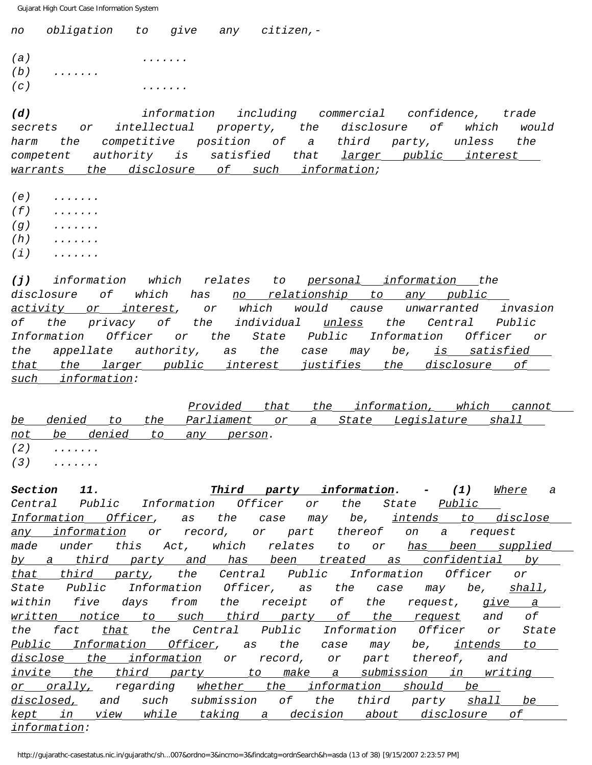*no obligation to give any citizen,-*

*(a) .......*
*(b) .......*
*(c) .......*

***(d)** information including commercial confidence, trade secrets or intellectual property, the disclosure of which would harm the competitive position of a third party, unless the competent authority is satisfied that <u>larger public interest warrants the disclosure of such information</u>;*

*(e) .......*
*(f) .......*
*(g) .......*
*(h) .......*
*(i) .......*

***(j)** information which relates to <u>personal information</u> the disclosure of which has <u>no relationship to any public activity or interest</u>, or which would cause unwarranted invasion of the privacy of the individual <u>unless</u> the Central Public Information Officer or the State Public Information Officer or the appellate authority, as the case may be, <u>is satisfied that the larger public interest justifies the disclosure of such information</u>:*

*<u>Provided that the information, which cannot be denied to the Parliament or a State Legislature shall not be denied to any person</u>.*
*(2) .......*
*(3) .......*

***Section 11. <u>Third party information</u>. - (1)** <u>Where</u> a Central Public Information Officer or the State <u>Public Information Officer</u>, as the case may be, <u>intends to disclose any information</u> or record, or part thereof on a request made under this Act, which relates to or <u>has been supplied by a third party and has been treated as confidential by that third party</u>, the Central Public Information Officer or State Public Information Officer, as the case may be, <u>shall</u>, within five days from the receipt of the request, <u>give a written notice to such third party of the request</u> and of the fact <u>that</u> the Central Public Information Officer or State <u>Public Information Officer</u>, as the case may be, <u>intends to disclose the information</u> or record, or part thereof, and <u>invite the third party to make a submission in writing or orally,</u> regarding <u>whether the information should be disclosed,</u> and such submission of the third party <u>shall be kept in view while taking a decision about disclosure of information</u>:*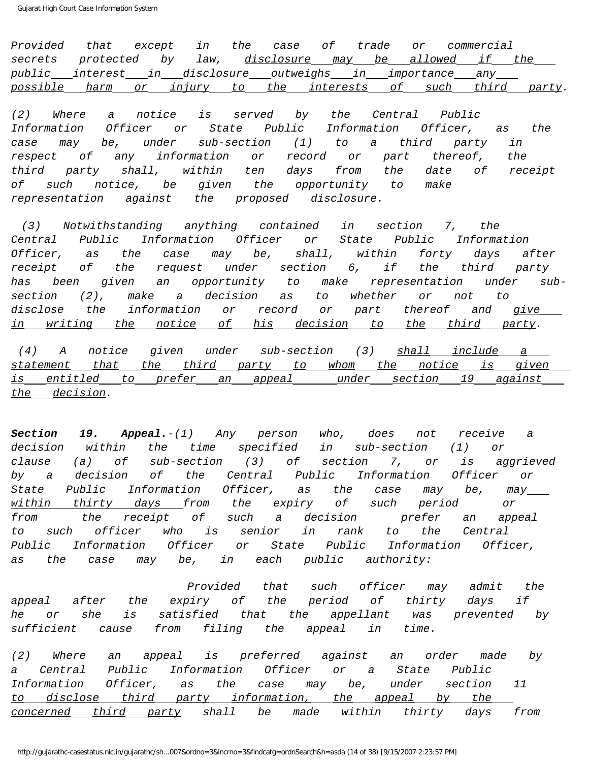*Provided that except in the case of trade or commercial secrets protected by law, disclosure may be allowed if the public interest in disclosure outweighs in importance any possible harm or injury to the interests of such third party.*

*(2) Where a notice is served by the Central Public Information Officer or State Public Information Officer, as the case may be, under sub-section (1) to a third party in respect of any information or record or part thereof, the third party shall, within ten days from the date of receipt of such notice, be given the opportunity to make representation against the proposed disclosure.*

*(3) Notwithstanding anything contained in section 7, the Central Public Information Officer or State Public Information Officer, as the case may be, shall, within forty days after receipt of the request under section 6, if the third party has been given an opportunity to make representation under sub-section (2), make a decision as to whether or not to disclose the information or record or part thereof and give in writing the notice of his decision to the third party.*

*(4) A notice given under sub-section (3) shall include a statement that the third party to whom the notice is given is entitled to prefer an appeal under section 19 against the decision.*

***Section 19. Appeal.****-(1) Any person who, does not receive a decision within the time specified in sub-section (1) or clause (a) of sub-section (3) of section 7, or is aggrieved by a decision of the Central Public Information Officer or State Public Information Officer, as the case may be, may within thirty days from the expiry of such period or from the receipt of such a decision prefer an appeal to such officer who is senior in rank to the Central Public Information Officer or State Public Information Officer, as the case may be, in each public authority:*

*Provided that such officer may admit the appeal after the expiry of the period of thirty days if he or she is satisfied that the appellant was prevented by sufficient cause from filing the appeal in time.*

*(2) Where an appeal is preferred against an order made by a Central Public Information Officer or a State Public Information Officer, as the case may be, under section 11 to disclose third party information, the appeal by the concerned third party shall be made within thirty days from*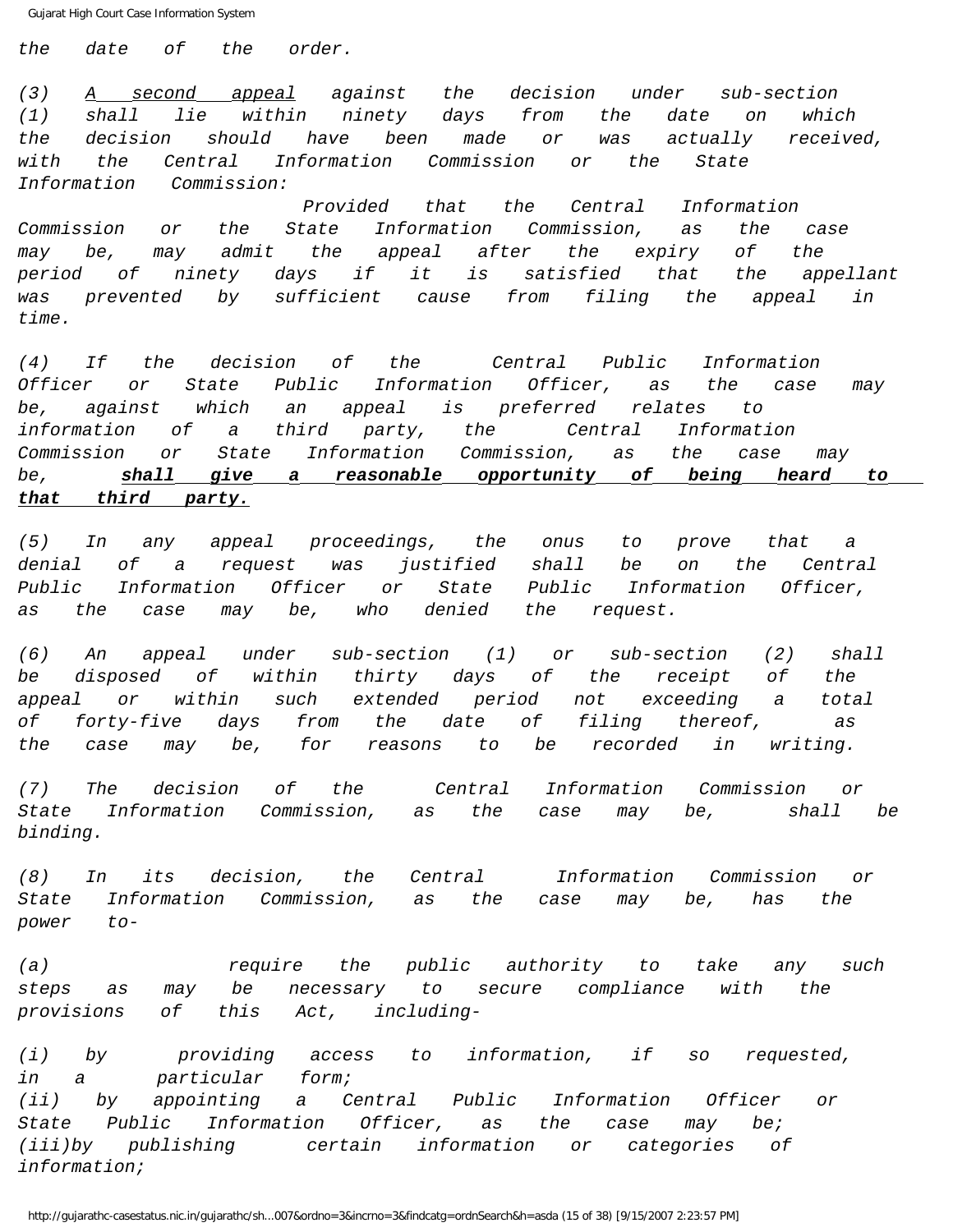*the date of the order.*

*(3) <u>A second appeal</u> against the decision under sub-section (1) shall lie within ninety days from the date on which the decision should have been made or was actually received, with the Central Information Commission or the State Information Commission:*

*Provided that the Central Information Commission or the State Information Commission, as the case may be, may admit the appeal after the expiry of the period of ninety days if it is satisfied that the appellant was prevented by sufficient cause from filing the appeal in time.*

*(4) If the decision of the Central Public Information Officer or State Public Information Officer, as the case may be, against which an appeal is preferred relates to information of a third party, the Central Information Commission or State Information Commission, as the case may be,* ***<u>shall give a reasonable opportunity of being heard to that third party.</u>***

*(5) In any appeal proceedings, the onus to prove that a denial of a request was justified shall be on the Central Public Information Officer or State Public Information Officer, as the case may be, who denied the request.*

*(6) An appeal under sub-section (1) or sub-section (2) shall be disposed of within thirty days of the receipt of the appeal or within such extended period not exceeding a total of forty-five days from the date of filing thereof, as the case may be, for reasons to be recorded in writing.*

*(7) The decision of the Central Information Commission or State Information Commission, as the case may be, shall be binding.*

*(8) In its decision, the Central Information Commission or State Information Commission, as the case may be, has the power to-*

*(a) require the public authority to take any such steps as may be necessary to secure compliance with the provisions of this Act, including-*

*(i) by providing access to information, if so requested, in a particular form;*
*(ii) by appointing a Central Public Information Officer or State Public Information Officer, as the case may be;*
*(iii)by publishing certain information or categories of information;*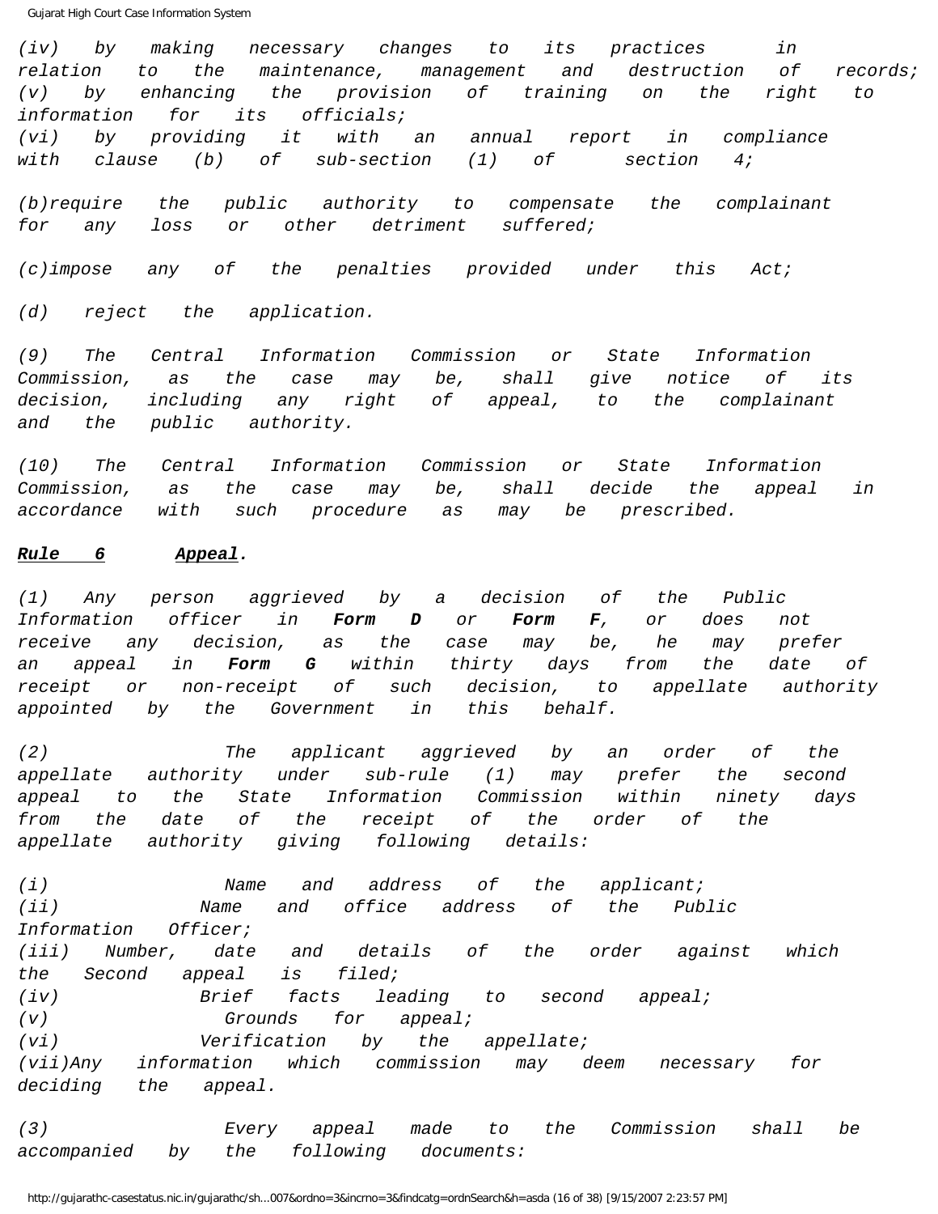*(iv) by making necessary changes to its practices in relation to the maintenance, management and destruction of records;*
*(v) by enhancing the provision of training on the right to information for its officials;*
*(vi) by providing it with an annual report in compliance with clause (b) of sub-section (1) of section 4;*

*(b)require the public authority to compensate the complainant for any loss or other detriment suffered;*

*(c)impose any of the penalties provided under this Act;*

*(d) reject the application.*

*(9) The Central Information Commission or State Information Commission, as the case may be, shall give notice of its decision, including any right of appeal, to the complainant and the public authority.*

*(10) The Central Information Commission or State Information Commission, as the case may be, shall decide the appeal in accordance with such procedure as may be prescribed.*

***Rule 6*** ***Appeal**.*

*(1) Any person aggrieved by a decision of the Public Information officer in **Form D** or **Form F**, or does not receive any decision, as the case may be, he may prefer an appeal in **Form G** within thirty days from the date of receipt or non-receipt of such decision, to appellate authority appointed by the Government in this behalf.*

*(2) The applicant aggrieved by an order of the appellate authority under sub-rule (1) may prefer the second appeal to the State Information Commission within ninety days from the date of the receipt of the order of the appellate authority giving following details:*

*(i) Name and address of the applicant;*
*(ii) Name and office address of the Public Information Officer;*
*(iii) Number, date and details of the order against which the Second appeal is filed;*
*(iv) Brief facts leading to second appeal;*
*(v) Grounds for appeal;*
*(vi) Verification by the appellate;*
*(vii)Any information which commission may deem necessary for deciding the appeal.*

*(3) Every appeal made to the Commission shall be accompanied by the following documents:*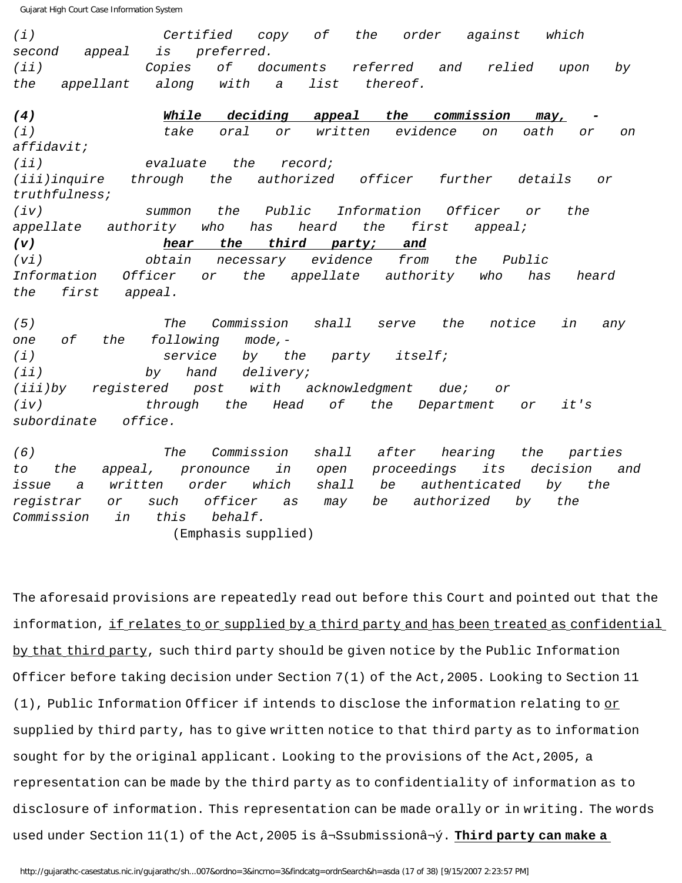*(i) Certified copy of the order against which second appeal is preferred.*
*(ii) Copies of documents referred and relied upon by the appellant along with a list thereof.*

***(4) <u>While deciding appeal the commission may,</u> -***
*(i) take oral or written evidence on oath or on affidavit;*
*(ii) evaluate the record;*
*(iii)inquire through the authorized officer further details or truthfulness;*
*(iv) summon the Public Information Officer or the appellate authority who has heard the first appeal;*
***(v) <u>hear the third party; and</u>***
*(vi) obtain necessary evidence from the Public Information Officer or the appellate authority who has heard the first appeal.*

*(5) The Commission shall serve the notice in any one of the following mode,-*
*(i) service by the party itself;*
*(ii) by hand delivery;*
*(iii)by registered post with acknowledgment due; or*
*(iv) through the Head of the Department or it's subordinate office.*

*(6) The Commission shall after hearing the parties to the appeal, pronounce in open proceedings its decision and issue a written order which shall be authenticated by the registrar or such officer as may be authorized by the Commission in this behalf.*
(Emphasis supplied)

The aforesaid provisions are repeatedly read out before this Court and pointed out that the information, <u>if relates to or supplied by a third party and has been treated as confidential by that third party</u>, such third party should be given notice by the Public Information Officer before taking decision under Section 7(1) of the Act,2005. Looking to Section 11 (1), Public Information Officer if intends to disclose the information relating to <u>or</u> supplied by third party, has to give written notice to that third party as to information sought for by the original applicant. Looking to the provisions of the Act,2005, a representation can be made by the third party as to confidentiality of information as to disclosure of information. This representation can be made orally or in writing. The words used under Section 11(1) of the Act,2005 is â¬Ssubmissionâ¬ý. **<u>Third party can make a</u>**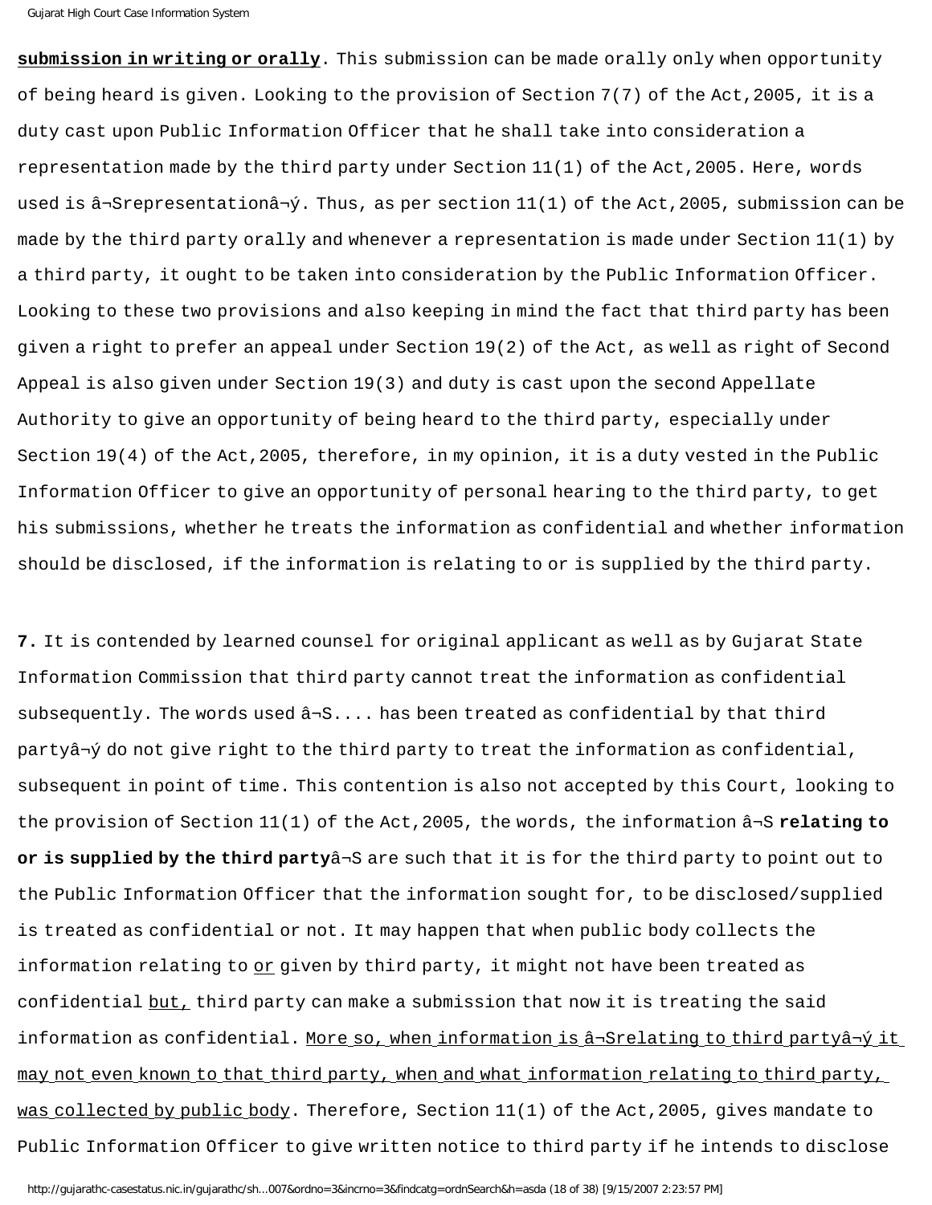**submission in writing or orally**. This submission can be made orally only when opportunity of being heard is given. Looking to the provision of Section 7(7) of the Act,2005, it is a duty cast upon Public Information Officer that he shall take into consideration a representation made by the third party under Section 11(1) of the Act,2005. Here, words used is â¬Srepresentationâ¬ý. Thus, as per section 11(1) of the Act,2005, submission can be made by the third party orally and whenever a representation is made under Section 11(1) by a third party, it ought to be taken into consideration by the Public Information Officer. Looking to these two provisions and also keeping in mind the fact that third party has been given a right to prefer an appeal under Section 19(2) of the Act, as well as right of Second Appeal is also given under Section 19(3) and duty is cast upon the second Appellate Authority to give an opportunity of being heard to the third party, especially under Section 19(4) of the Act,2005, therefore, in my opinion, it is a duty vested in the Public Information Officer to give an opportunity of personal hearing to the third party, to get his submissions, whether he treats the information as confidential and whether information should be disclosed, if the information is relating to or is supplied by the third party.

**7.** It is contended by learned counsel for original applicant as well as by Gujarat State Information Commission that third party cannot treat the information as confidential subsequently. The words used â¬S.... has been treated as confidential by that third partyâ¬ý do not give right to the third party to treat the information as confidential, subsequent in point of time. This contention is also not accepted by this Court, looking to the provision of Section 11(1) of the Act,2005, the words, the information â¬S **relating to or is supplied by the third party**â¬S are such that it is for the third party to point out to the Public Information Officer that the information sought for, to be disclosed/supplied is treated as confidential or not. It may happen that when public body collects the information relating to or given by third party, it might not have been treated as confidential but, third party can make a submission that now it is treating the said information as confidential. More so, when information is â¬Srelating to third partyâ¬ý it may not even known to that third party, when and what information relating to third party, was collected by public body. Therefore, Section 11(1) of the Act,2005, gives mandate to Public Information Officer to give written notice to third party if he intends to disclose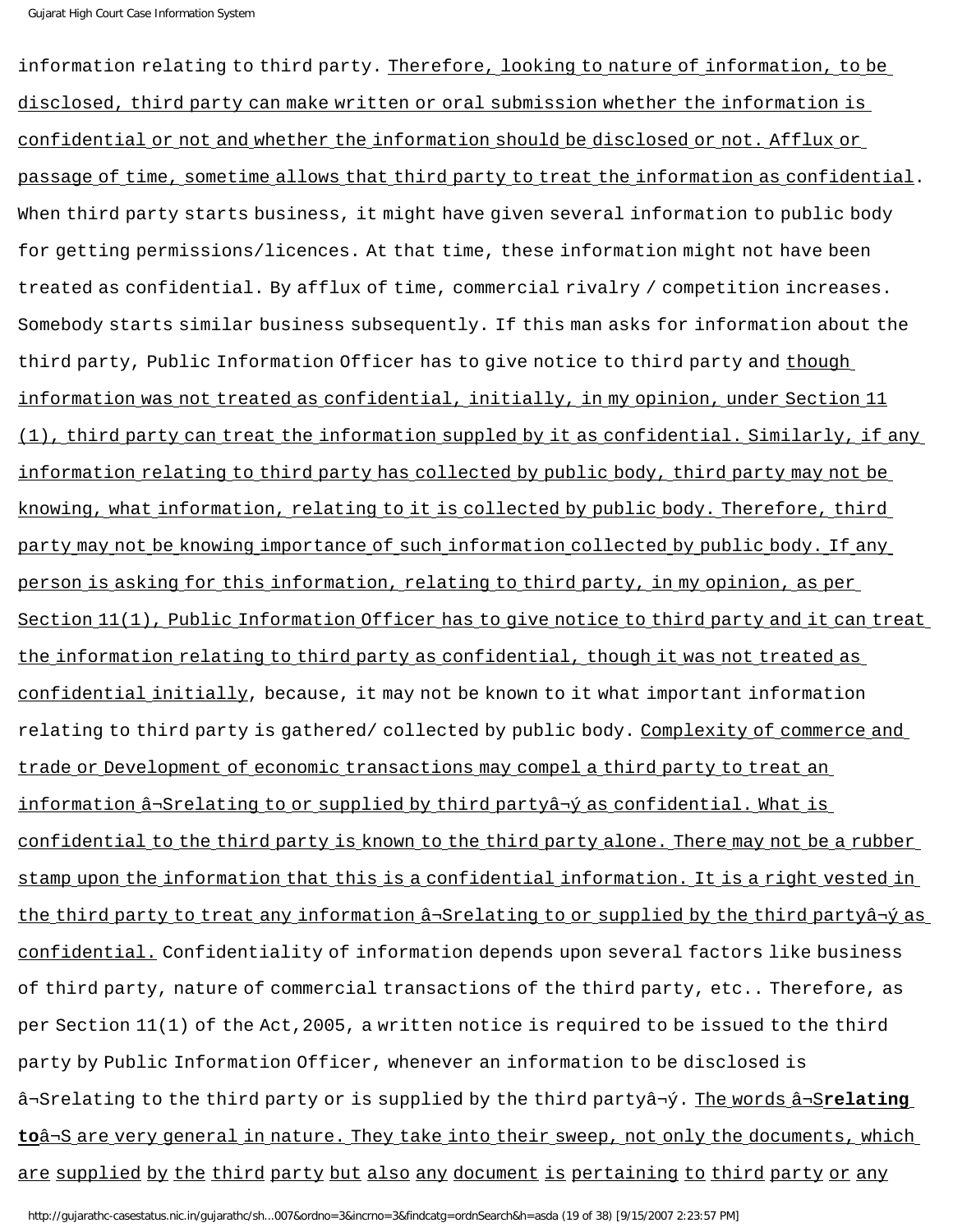information relating to third party. Therefore, looking to nature of information, to be disclosed, third party can make written or oral submission whether the information is confidential or not and whether the information should be disclosed or not. Afflux or passage of time, sometime allows that third party to treat the information as confidential. When third party starts business, it might have given several information to public body for getting permissions/licences. At that time, these information might not have been treated as confidential. By afflux of time, commercial rivalry / competition increases. Somebody starts similar business subsequently. If this man asks for information about the third party, Public Information Officer has to give notice to third party and though information was not treated as confidential, initially, in my opinion, under Section 11 (1), third party can treat the information suppled by it as confidential. Similarly, if any information relating to third party has collected by public body, third party may not be knowing, what information, relating to it is collected by public body. Therefore, third party may not be knowing importance of such information collected by public body. If any person is asking for this information, relating to third party, in my opinion, as per Section 11(1), Public Information Officer has to give notice to third party and it can treat the information relating to third party as confidential, though it was not treated as confidential initially, because, it may not be known to it what important information relating to third party is gathered/ collected by public body. Complexity of commerce and trade or Development of economic transactions may compel a third party to treat an information â¬Srelating to or supplied by third partyâ¬ý as confidential. What is confidential to the third party is known to the third party alone. There may not be a rubber stamp upon the information that this is a confidential information. It is a right vested in the third party to treat any information â¬Srelating to or supplied by the third partyâ¬ý as confidential. Confidentiality of information depends upon several factors like business of third party, nature of commercial transactions of the third party, etc.. Therefore, as per Section 11(1) of the Act,2005, a written notice is required to be issued to the third party by Public Information Officer, whenever an information to be disclosed is â¬Srelating to the third party or is supplied by the third partyâ¬ý. The words â¬S**relating to**â¬S are very general in nature. They take into their sweep, not only the documents, which are supplied by the third party but also any document is pertaining to third party or any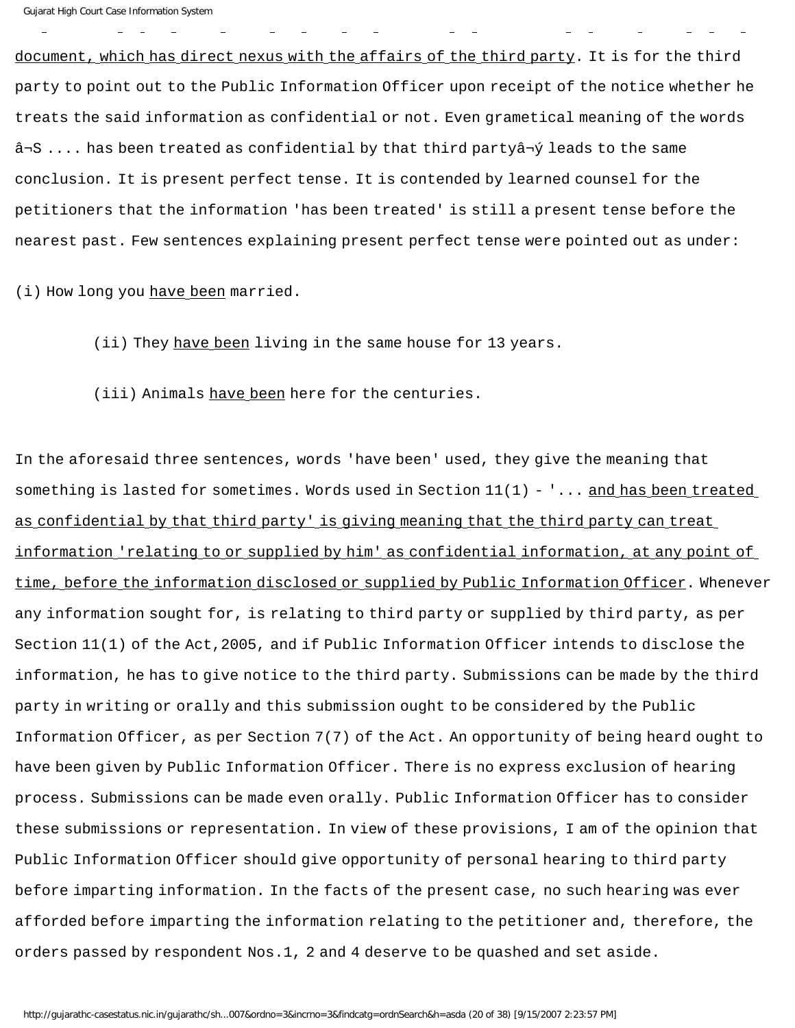document, which has direct nexus with the affairs of the third party. It is for the third party to point out to the Public Information Officer upon receipt of the notice whether he treats the said information as confidential or not. Even grametical meaning of the words â¬S .... has been treated as confidential by that third partyâ¬ý leads to the same conclusion. It is present perfect tense. It is contended by learned counsel for the petitioners that the information 'has been treated' is still a present tense before the nearest past. Few sentences explaining present perfect tense were pointed out as under:

(i) How long you have been married.

(ii) They have been living in the same house for 13 years.

(iii) Animals have been here for the centuries.

In the aforesaid three sentences, words 'have been' used, they give the meaning that something is lasted for sometimes. Words used in Section 11(1) - '... and has been treated as confidential by that third party' is giving meaning that the third party can treat information 'relating to or supplied by him' as confidential information, at any point of time, before the information disclosed or supplied by Public Information Officer. Whenever any information sought for, is relating to third party or supplied by third party, as per Section 11(1) of the Act,2005, and if Public Information Officer intends to disclose the information, he has to give notice to the third party. Submissions can be made by the third party in writing or orally and this submission ought to be considered by the Public Information Officer, as per Section 7(7) of the Act. An opportunity of being heard ought to have been given by Public Information Officer. There is no express exclusion of hearing process. Submissions can be made even orally. Public Information Officer has to consider these submissions or representation. In view of these provisions, I am of the opinion that Public Information Officer should give opportunity of personal hearing to third party before imparting information. In the facts of the present case, no such hearing was ever afforded before imparting the information relating to the petitioner and, therefore, the orders passed by respondent Nos.1, 2 and 4 deserve to be quashed and set aside.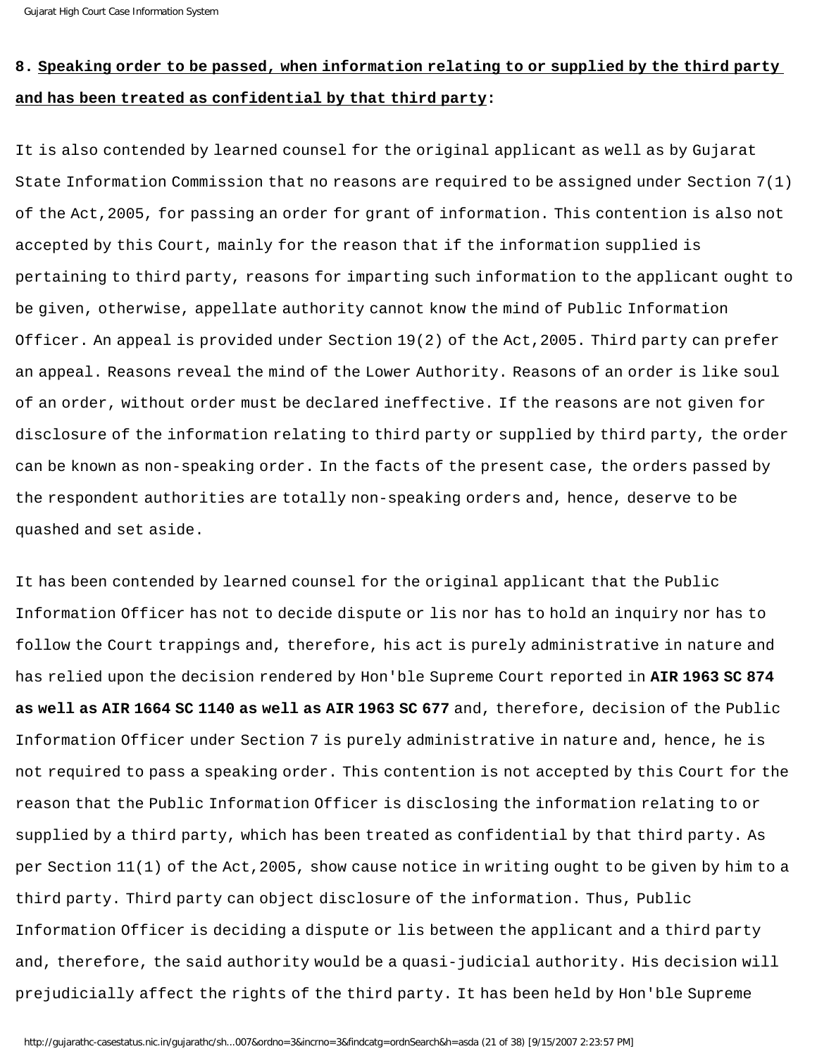**8. <u>Speaking order to be passed, when information relating to or supplied by the third party and has been treated as confidential by that third party</u>:**

It is also contended by learned counsel for the original applicant as well as by Gujarat State Information Commission that no reasons are required to be assigned under Section 7(1) of the Act,2005, for passing an order for grant of information. This contention is also not accepted by this Court, mainly for the reason that if the information supplied is pertaining to third party, reasons for imparting such information to the applicant ought to be given, otherwise, appellate authority cannot know the mind of Public Information Officer. An appeal is provided under Section 19(2) of the Act,2005. Third party can prefer an appeal. Reasons reveal the mind of the Lower Authority. Reasons of an order is like soul of an order, without order must be declared ineffective. If the reasons are not given for disclosure of the information relating to third party or supplied by third party, the order can be known as non-speaking order. In the facts of the present case, the orders passed by the respondent authorities are totally non-speaking orders and, hence, deserve to be quashed and set aside.

It has been contended by learned counsel for the original applicant that the Public Information Officer has not to decide dispute or lis nor has to hold an inquiry nor has to follow the Court trappings and, therefore, his act is purely administrative in nature and has relied upon the decision rendered by Hon'ble Supreme Court reported in **AIR 1963 SC 874 as well as AIR 1664 SC 1140 as well as AIR 1963 SC 677** and, therefore, decision of the Public Information Officer under Section 7 is purely administrative in nature and, hence, he is not required to pass a speaking order. This contention is not accepted by this Court for the reason that the Public Information Officer is disclosing the information relating to or supplied by a third party, which has been treated as confidential by that third party. As per Section 11(1) of the Act,2005, show cause notice in writing ought to be given by him to a third party. Third party can object disclosure of the information. Thus, Public Information Officer is deciding a dispute or lis between the applicant and a third party and, therefore, the said authority would be a quasi-judicial authority. His decision will prejudicially affect the rights of the third party. It has been held by Hon'ble Supreme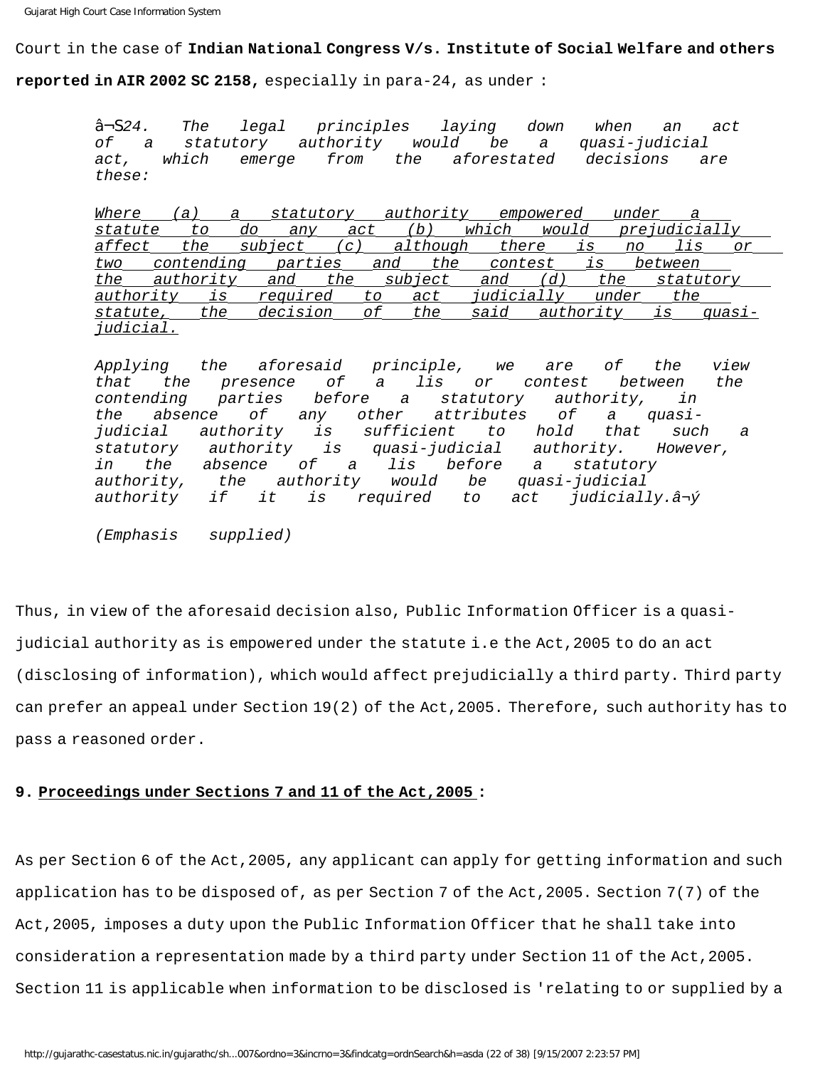Court in the case of **Indian National Congress V/s. Institute of Social Welfare and others reported in AIR 2002 SC 2158,** especially in para-24, as under :

> â¬Š*24. The legal principles laying down when an act of a statutory authority would be a quasi-judicial act, which emerge from the aforestated decisions are these:*
>
> *Where (a) a statutory authority empowered under a statute to do any act (b) which would prejudicially affect the subject (c) although there is no lis or two contending parties and the contest is between the authority and the subject and (d) the statutory authority is required to act judicially under the statute, the decision of the said authority is quasi-judicial.*
>
> *Applying the aforesaid principle, we are of the view that the presence of a lis or contest between the contending parties before a statutory authority, in the absence of any other attributes of a quasi-judicial authority is sufficient to hold that such a statutory authority is quasi-judicial authority. However, in the absence of a lis before a statutory authority, the authority would be quasi-judicial authority if it is required to act judicially.â¬ý*
>
> *(Emphasis supplied)*

Thus, in view of the aforesaid decision also, Public Information Officer is a quasi-judicial authority as is empowered under the statute i.e the Act,2005 to do an act (disclosing of information), which would affect prejudicially a third party. Third party can prefer an appeal under Section 19(2) of the Act,2005. Therefore, such authority has to pass a reasoned order.

**9. Proceedings under Sections 7 and 11 of the Act,2005 :**

As per Section 6 of the Act,2005, any applicant can apply for getting information and such application has to be disposed of, as per Section 7 of the Act,2005. Section 7(7) of the Act,2005, imposes a duty upon the Public Information Officer that he shall take into consideration a representation made by a third party under Section 11 of the Act,2005. Section 11 is applicable when information to be disclosed is 'relating to or supplied by a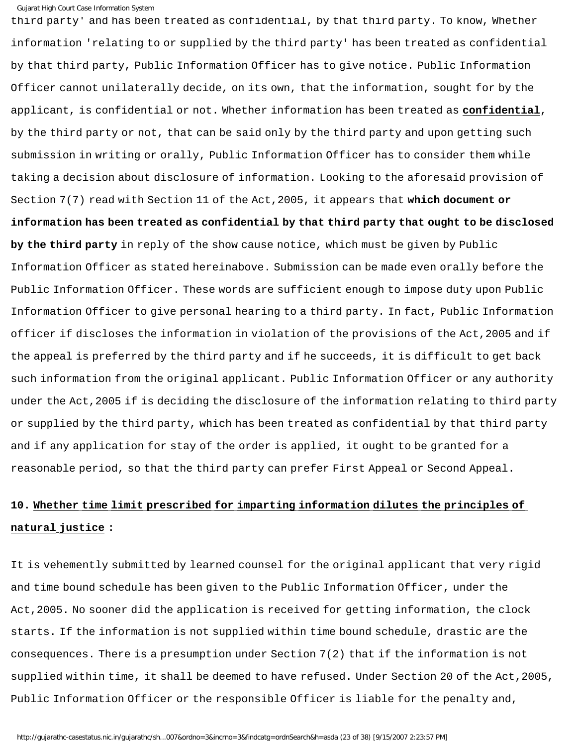third party' and has been treated as confidential, by that third party. To know, Whether information 'relating to or supplied by the third party' has been treated as confidential by that third party, Public Information Officer has to give notice. Public Information Officer cannot unilaterally decide, on its own, that the information, sought for by the applicant, is confidential or not. Whether information has been treated as **confidential**, by the third party or not, that can be said only by the third party and upon getting such submission in writing or orally, Public Information Officer has to consider them while taking a decision about disclosure of information. Looking to the aforesaid provision of Section 7(7) read with Section 11 of the Act,2005, it appears that **which document or information has been treated as confidential by that third party that ought to be disclosed by the third party** in reply of the show cause notice, which must be given by Public Information Officer as stated hereinabove. Submission can be made even orally before the Public Information Officer. These words are sufficient enough to impose duty upon Public Information Officer to give personal hearing to a third party. In fact, Public Information officer if discloses the information in violation of the provisions of the Act,2005 and if the appeal is preferred by the third party and if he succeeds, it is difficult to get back such information from the original applicant. Public Information Officer or any authority under the Act,2005 if is deciding the disclosure of the information relating to third party or supplied by the third party, which has been treated as confidential by that third party and if any application for stay of the order is applied, it ought to be granted for a reasonable period, so that the third party can prefer First Appeal or Second Appeal.

**10. Whether time limit prescribed for imparting information dilutes the principles of natural justice :**

It is vehemently submitted by learned counsel for the original applicant that very rigid and time bound schedule has been given to the Public Information Officer, under the Act,2005. No sooner did the application is received for getting information, the clock starts. If the information is not supplied within time bound schedule, drastic are the consequences. There is a presumption under Section 7(2) that if the information is not supplied within time, it shall be deemed to have refused. Under Section 20 of the Act,2005, Public Information Officer or the responsible Officer is liable for the penalty and,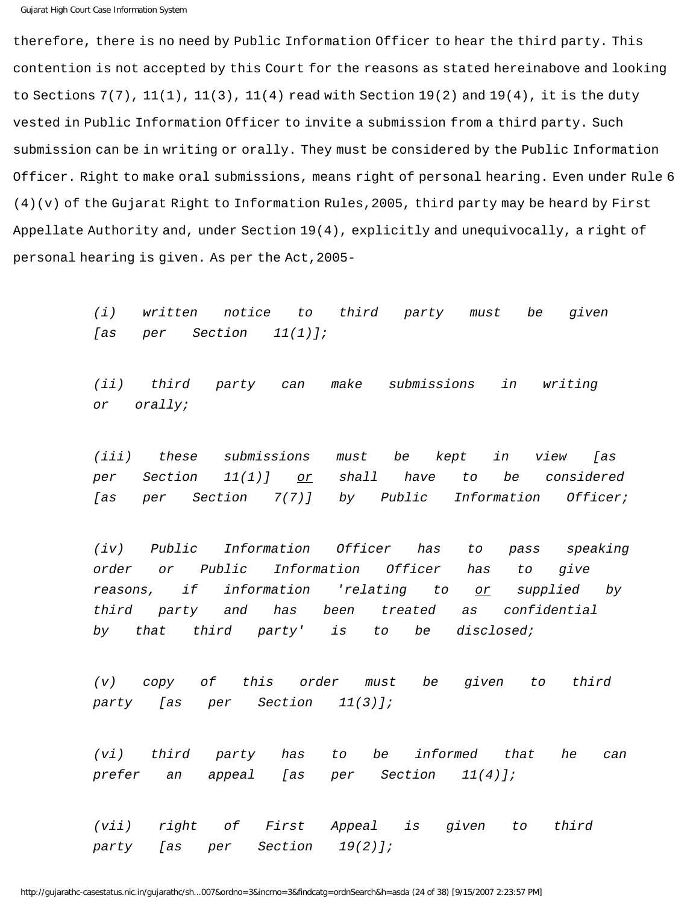therefore, there is no need by Public Information Officer to hear the third party. This contention is not accepted by this Court for the reasons as stated hereinabove and looking to Sections 7(7), 11(1), 11(3), 11(4) read with Section 19(2) and 19(4), it is the duty vested in Public Information Officer to invite a submission from a third party. Such submission can be in writing or orally. They must be considered by the Public Information Officer. Right to make oral submissions, means right of personal hearing. Even under Rule 6 (4)(v) of the Gujarat Right to Information Rules,2005, third party may be heard by First Appellate Authority and, under Section 19(4), explicitly and unequivocally, a right of personal hearing is given. As per the Act,2005-

> *(i) written notice to third party must be given [as per Section 11(1)];*
>
> *(ii) third party can make submissions in writing or orally;*
>
> *(iii) these submissions must be kept in view [as per Section 11(1)] <u>or</u> shall have to be considered [as per Section 7(7)] by Public Information Officer;*
>
> *(iv) Public Information Officer has to pass speaking order or Public Information Officer has to give reasons, if information 'relating to <u>or</u> supplied by third party and has been treated as confidential by that third party' is to be disclosed;*
>
> *(v) copy of this order must be given to third party [as per Section 11(3)];*
>
> *(vi) third party has to be informed that he can prefer an appeal [as per Section 11(4)];*
>
> *(vii) right of First Appeal is given to third party [as per Section 19(2)];*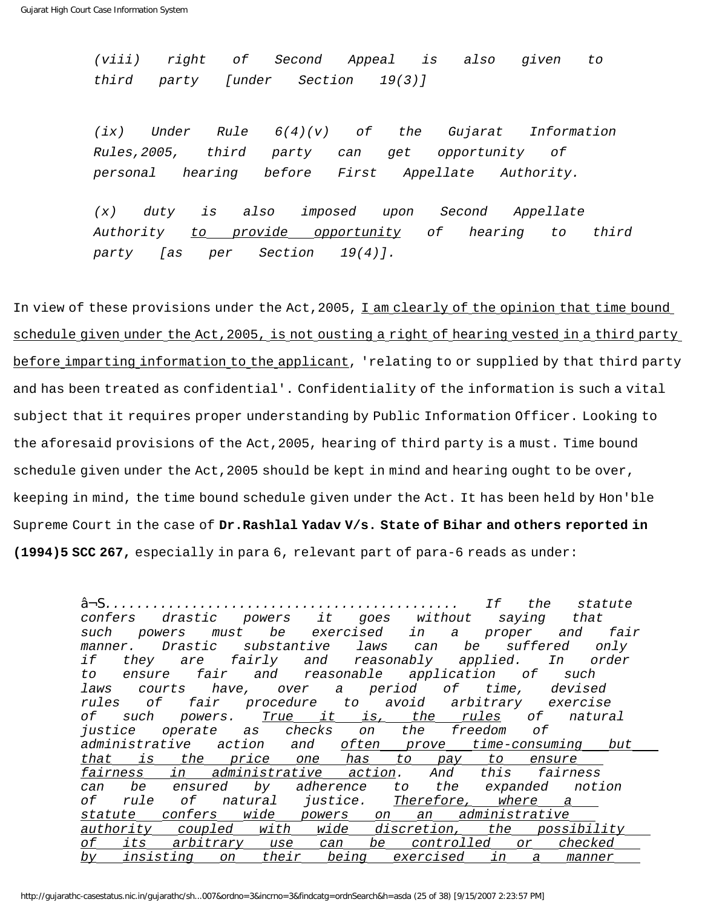*(viii) right of Second Appeal is also given to third party [under Section 19(3)]*

*(ix) Under Rule 6(4)(v) of the Gujarat Information Rules,2005, third party can get opportunity of personal hearing before First Appellate Authority.*

*(x) duty is also imposed upon Second Appellate Authority <u>to provide opportunity</u> of hearing to third party [as per Section 19(4)].*

In view of these provisions under the Act,2005, <u>I am clearly of the opinion that time bound schedule given under the Act,2005, is not ousting a right of hearing vested in a third party before imparting information to the applicant</u>, 'relating to or supplied by that third party and has been treated as confidential'. Confidentiality of the information is such a vital subject that it requires proper understanding by Public Information Officer. Looking to the aforesaid provisions of the Act,2005, hearing of third party is a must. Time bound schedule given under the Act,2005 should be kept in mind and hearing ought to be over, keeping in mind, the time bound schedule given under the Act. It has been held by Hon'ble Supreme Court in the case of **Dr.Rashlal Yadav V/s. State of Bihar and others reported in (1994)5 SCC 267,** especially in para 6, relevant part of para-6 reads as under:

*â¬Š........................................... If the statute confers drastic powers it goes without saying that such powers must be exercised in a proper and fair manner. Drastic substantive laws can be suffered only if they are fairly and reasonably applied. In order to ensure fair and reasonable application of such laws courts have, over a period of time, devised rules of fair procedure to avoid arbitrary exercise of such powers. <u>True it is, the rules</u> of natural justice operate as checks on the freedom of administrative action and <u>often prove time-consuming but that is the price one has to pay to ensure fairness in administrative action</u>. And this fairness can be ensured by adherence to the expanded notion of rule of natural justice. <u>Therefore, where a statute confers wide powers on an administrative authority coupled with wide discretion, the possibility of its arbitrary use can be controlled or checked by insisting on their being exercised in a manner</u>*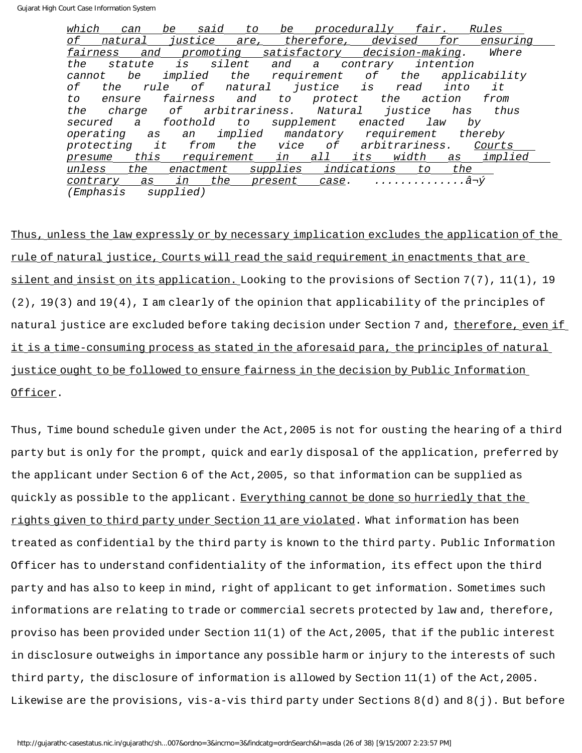> *which can be said to be procedurally fair. Rules of natural justice are, therefore, devised for ensuring fairness and promoting satisfactory decision-making. Where the statute is silent and a contrary intention cannot be implied the requirement of the applicability of the rule of natural justice is read into it to ensure fairness and to protect the action from the charge of arbitrariness. Natural justice has thus secured a foothold to supplement enacted law by operating as an implied mandatory requirement thereby protecting it from the vice of arbitrariness. Courts presume this requirement in all its width as implied unless the enactment supplies indications to the contrary as in the present case. ..............â¬ý*
> *(Emphasis supplied)*

Thus, unless the law expressly or by necessary implication excludes the application of the rule of natural justice, Courts will read the said requirement in enactments that are silent and insist on its application. Looking to the provisions of Section 7(7), 11(1), 19 (2), 19(3) and 19(4), I am clearly of the opinion that applicability of the principles of natural justice are excluded before taking decision under Section 7 and, therefore, even if it is a time-consuming process as stated in the aforesaid para, the principles of natural justice ought to be followed to ensure fairness in the decision by Public Information Officer.

Thus, Time bound schedule given under the Act,2005 is not for ousting the hearing of a third party but is only for the prompt, quick and early disposal of the application, preferred by the applicant under Section 6 of the Act,2005, so that information can be supplied as quickly as possible to the applicant. Everything cannot be done so hurriedly that the rights given to third party under Section 11 are violated. What information has been treated as confidential by the third party is known to the third party. Public Information Officer has to understand confidentiality of the information, its effect upon the third party and has also to keep in mind, right of applicant to get information. Sometimes such informations are relating to trade or commercial secrets protected by law and, therefore, proviso has been provided under Section 11(1) of the Act,2005, that if the public interest in disclosure outweighs in importance any possible harm or injury to the interests of such third party, the disclosure of information is allowed by Section 11(1) of the Act,2005. Likewise are the provisions, vis-a-vis third party under Sections 8(d) and 8(j). But before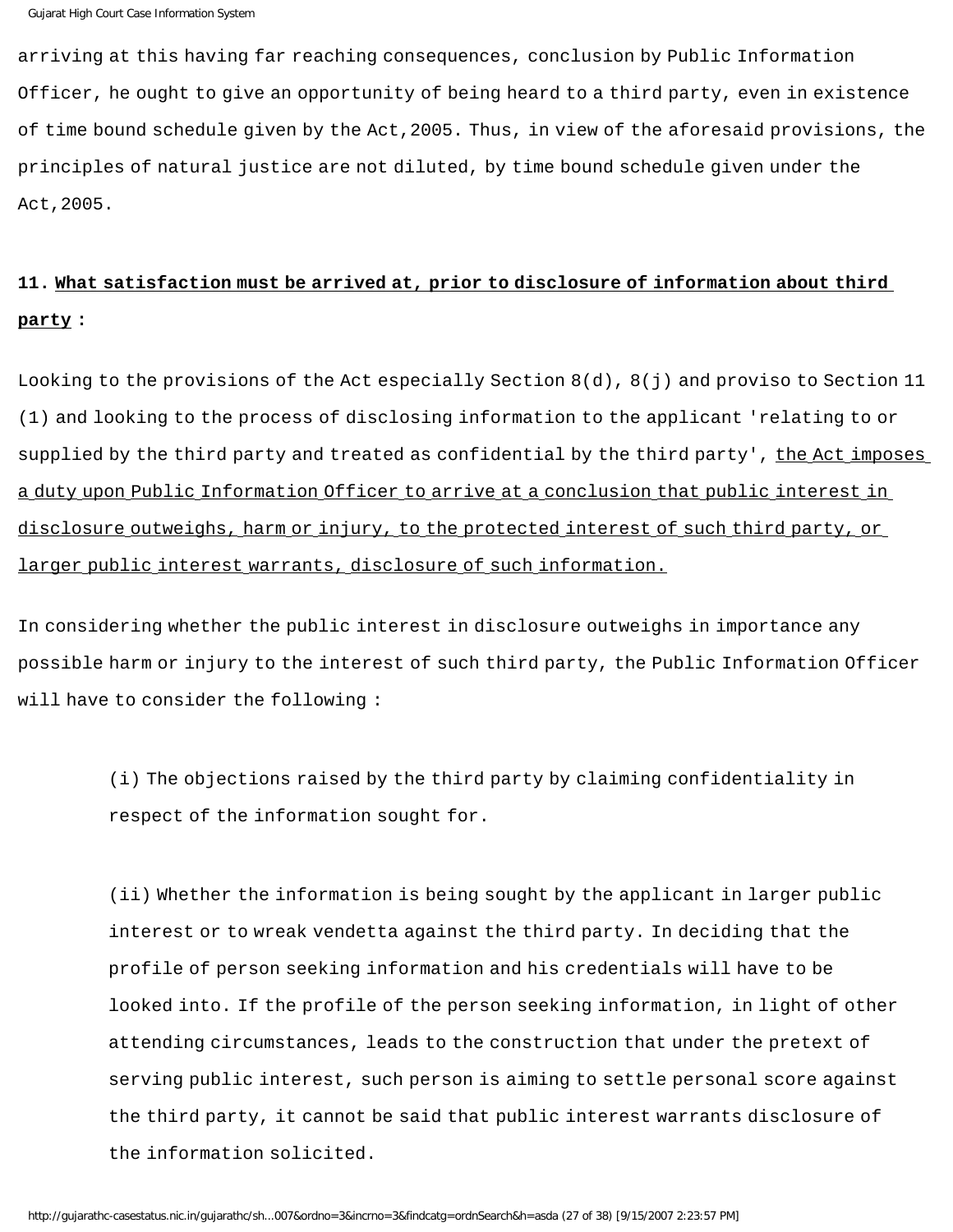arriving at this having far reaching consequences, conclusion by Public Information Officer, he ought to give an opportunity of being heard to a third party, even in existence of time bound schedule given by the Act,2005. Thus, in view of the aforesaid provisions, the principles of natural justice are not diluted, by time bound schedule given under the Act,2005.

**11. <u>What satisfaction must be arrived at, prior to disclosure of information about third party</u> :**

Looking to the provisions of the Act especially Section 8(d), 8(j) and proviso to Section 11 (1) and looking to the process of disclosing information to the applicant 'relating to or supplied by the third party and treated as confidential by the third party', <u>the Act imposes a duty upon Public Information Officer to arrive at a conclusion that public interest in disclosure outweighs, harm or injury, to the protected interest of such third party, or larger public interest warrants, disclosure of such information.</u>

In considering whether the public interest in disclosure outweighs in importance any possible harm or injury to the interest of such third party, the Public Information Officer will have to consider the following :

> (i) The objections raised by the third party by claiming confidentiality in respect of the information sought for.
>
> (ii) Whether the information is being sought by the applicant in larger public interest or to wreak vendetta against the third party. In deciding that the profile of person seeking information and his credentials will have to be looked into. If the profile of the person seeking information, in light of other attending circumstances, leads to the construction that under the pretext of serving public interest, such person is aiming to settle personal score against the third party, it cannot be said that public interest warrants disclosure of the information solicited.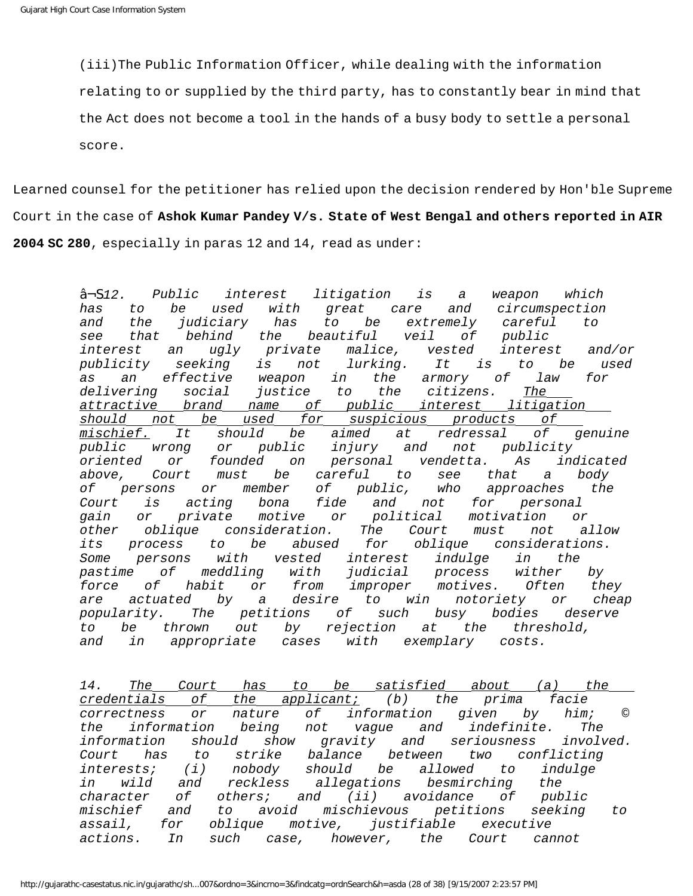(iii)The Public Information Officer, while dealing with the information relating to or supplied by the third party, has to constantly bear in mind that the Act does not become a tool in the hands of a busy body to settle a personal score.

Learned counsel for the petitioner has relied upon the decision rendered by Hon'ble Supreme Court in the case of **Ashok Kumar Pandey V/s. State of West Bengal and others reported in AIR 2004 SC 280**, especially in paras 12 and 14, read as under:

> â¬S*12. Public interest litigation is a weapon which has to be used with great care and circumspection and the judiciary has to be extremely careful to see that behind the beautiful veil of public interest an ugly private malice, vested interest and/or publicity seeking is not lurking. It is to be used as an effective weapon in the armory of law for delivering social justice to the citizens. <u>The attractive brand name of public interest litigation should not be used for suspicious products of mischief.</u> It should be aimed at redressal of genuine public wrong or public injury and not publicity oriented or founded on personal vendetta. As indicated above, Court must be careful to see that a body of persons or member of public, who approaches the Court is acting bona fide and not for personal gain or private motive or political motivation or other oblique consideration. The Court must not allow its process to be abused for oblique considerations. Some persons with vested interest indulge in the pastime of meddling with judicial process wither by force of habit or from improper motives. Often they are actuated by a desire to win notoriety or cheap popularity. The petitions of such busy bodies deserve to be thrown out by rejection at the threshold, and in appropriate cases with exemplary costs.*
>
> *14. <u>The Court has to be satisfied about (a) the credentials of the applicant;</u> (b) the prima facie correctness or nature of information given by him; © the information being not vague and indefinite. The information should show gravity and seriousness involved. Court has to strike balance between two conflicting interests; (i) nobody should be allowed to indulge in wild and reckless allegations besmirching the character of others; and (ii) avoidance of public mischief and to avoid mischievous petitions seeking to assail, for oblique motive, justifiable executive actions. In such case, however, the Court cannot*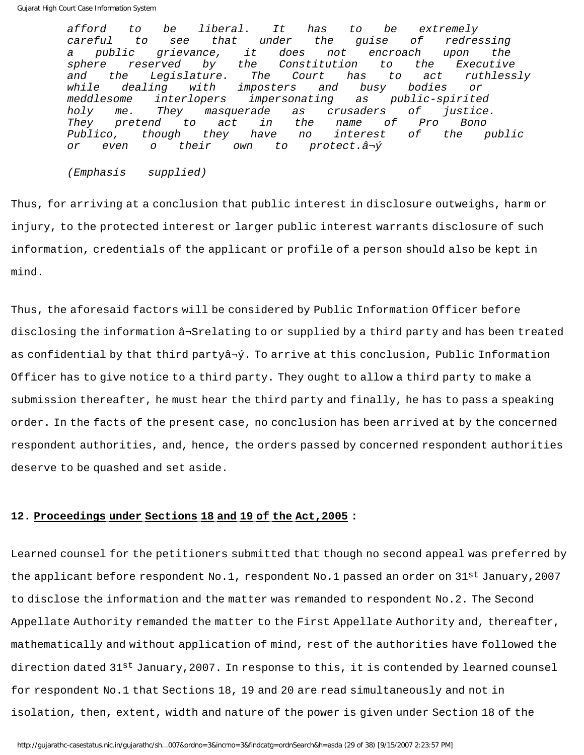*afford to be liberal. It has to be extremely careful to see that under the guise of redressing a public grievance, it does not encroach upon the sphere reserved by the Constitution to the Executive and the Legislature. The Court has to act ruthlessly while dealing with imposters and busy bodies or meddlesome interlopers impersonating as public-spirited holy me. They masquerade as crusaders of justice. They pretend to act in the name of Pro Bono Publico, though they have no interest of the public or even o their own to protect.â¬ý*

*(Emphasis supplied)*

Thus, for arriving at a conclusion that public interest in disclosure outweighs, harm or injury, to the protected interest or larger public interest warrants disclosure of such information, credentials of the applicant or profile of a person should also be kept in mind.

Thus, the aforesaid factors will be considered by Public Information Officer before disclosing the information â¬Srelating to or supplied by a third party and has been treated as confidential by that third partyâ¬ý. To arrive at this conclusion, Public Information Officer has to give notice to a third party. They ought to allow a third party to make a submission thereafter, he must hear the third party and finally, he has to pass a speaking order. In the facts of the present case, no conclusion has been arrived at by the concerned respondent authorities, and, hence, the orders passed by concerned respondent authorities deserve to be quashed and set aside.

**12. Proceedings under Sections 18 and 19 of the Act,2005 :**

Learned counsel for the petitioners submitted that though no second appeal was preferred by the applicant before respondent No.1, respondent No.1 passed an order on 31st January,2007 to disclose the information and the matter was remanded to respondent No.2. The Second Appellate Authority remanded the matter to the First Appellate Authority and, thereafter, mathematically and without application of mind, rest of the authorities have followed the direction dated 31st January,2007. In response to this, it is contended by learned counsel for respondent No.1 that Sections 18, 19 and 20 are read simultaneously and not in isolation, then, extent, width and nature of the power is given under Section 18 of the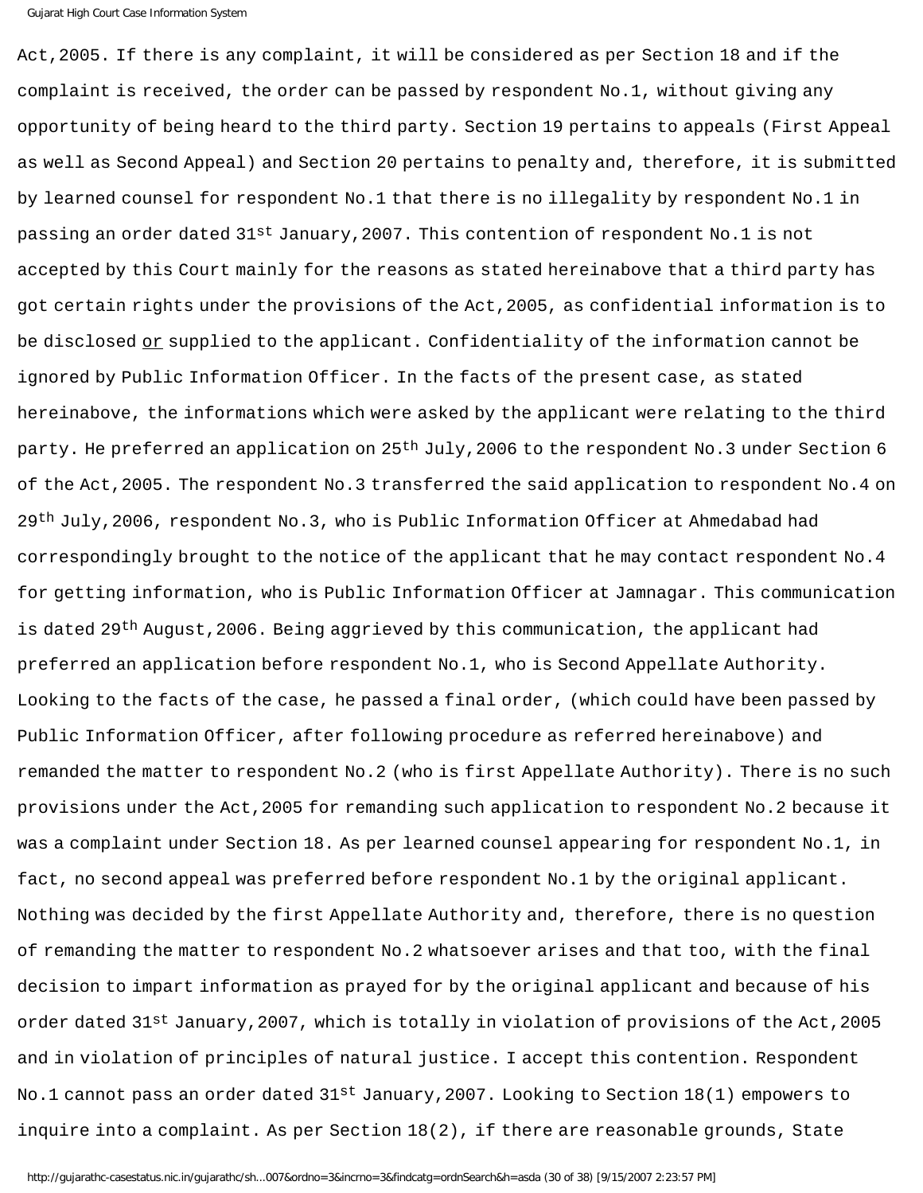Act,2005. If there is any complaint, it will be considered as per Section 18 and if the complaint is received, the order can be passed by respondent No.1, without giving any opportunity of being heard to the third party. Section 19 pertains to appeals (First Appeal as well as Second Appeal) and Section 20 pertains to penalty and, therefore, it is submitted by learned counsel for respondent No.1 that there is no illegality by respondent No.1 in passing an order dated 31st January,2007. This contention of respondent No.1 is not accepted by this Court mainly for the reasons as stated hereinabove that a third party has got certain rights under the provisions of the Act,2005, as confidential information is to be disclosed or supplied to the applicant. Confidentiality of the information cannot be ignored by Public Information Officer. In the facts of the present case, as stated hereinabove, the informations which were asked by the applicant were relating to the third party. He preferred an application on 25th July,2006 to the respondent No.3 under Section 6 of the Act,2005. The respondent No.3 transferred the said application to respondent No.4 on 29th July,2006, respondent No.3, who is Public Information Officer at Ahmedabad had correspondingly brought to the notice of the applicant that he may contact respondent No.4 for getting information, who is Public Information Officer at Jamnagar. This communication is dated 29th August,2006. Being aggrieved by this communication, the applicant had preferred an application before respondent No.1, who is Second Appellate Authority. Looking to the facts of the case, he passed a final order, (which could have been passed by Public Information Officer, after following procedure as referred hereinabove) and remanded the matter to respondent No.2 (who is first Appellate Authority). There is no such provisions under the Act,2005 for remanding such application to respondent No.2 because it was a complaint under Section 18. As per learned counsel appearing for respondent No.1, in fact, no second appeal was preferred before respondent No.1 by the original applicant. Nothing was decided by the first Appellate Authority and, therefore, there is no question of remanding the matter to respondent No.2 whatsoever arises and that too, with the final decision to impart information as prayed for by the original applicant and because of his order dated 31st January,2007, which is totally in violation of provisions of the Act,2005 and in violation of principles of natural justice. I accept this contention. Respondent No.1 cannot pass an order dated 31st January,2007. Looking to Section 18(1) empowers to inquire into a complaint. As per Section 18(2), if there are reasonable grounds, State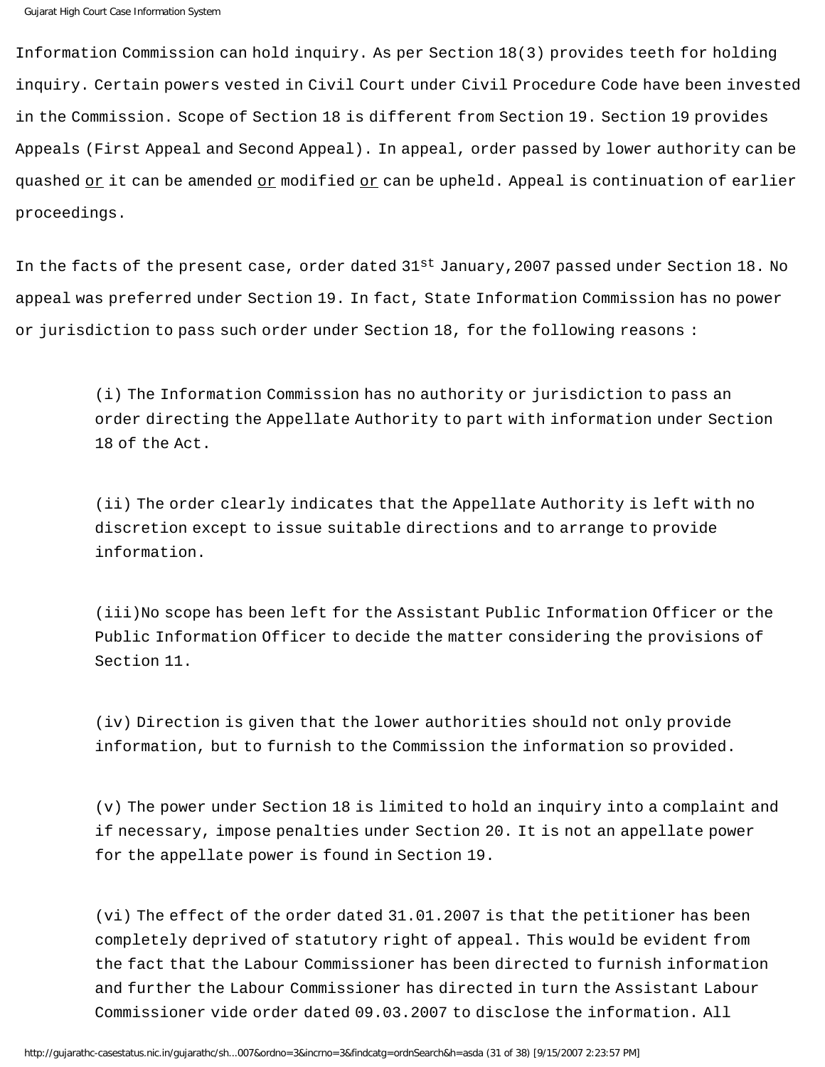Information Commission can hold inquiry. As per Section 18(3) provides teeth for holding inquiry. Certain powers vested in Civil Court under Civil Procedure Code have been invested in the Commission. Scope of Section 18 is different from Section 19. Section 19 provides Appeals (First Appeal and Second Appeal). In appeal, order passed by lower authority can be quashed <u>or</u> it can be amended <u>or</u> modified <u>or</u> can be upheld. Appeal is continuation of earlier proceedings.

In the facts of the present case, order dated 31st January,2007 passed under Section 18. No appeal was preferred under Section 19. In fact, State Information Commission has no power or jurisdiction to pass such order under Section 18, for the following reasons :

> (i) The Information Commission has no authority or jurisdiction to pass an order directing the Appellate Authority to part with information under Section 18 of the Act.
>
> (ii) The order clearly indicates that the Appellate Authority is left with no discretion except to issue suitable directions and to arrange to provide information.
>
> (iii)No scope has been left for the Assistant Public Information Officer or the Public Information Officer to decide the matter considering the provisions of Section 11.
>
> (iv) Direction is given that the lower authorities should not only provide information, but to furnish to the Commission the information so provided.
>
> (v) The power under Section 18 is limited to hold an inquiry into a complaint and if necessary, impose penalties under Section 20. It is not an appellate power for the appellate power is found in Section 19.
>
> (vi) The effect of the order dated 31.01.2007 is that the petitioner has been completely deprived of statutory right of appeal. This would be evident from the fact that the Labour Commissioner has been directed to furnish information and further the Labour Commissioner has directed in turn the Assistant Labour Commissioner vide order dated 09.03.2007 to disclose the information. All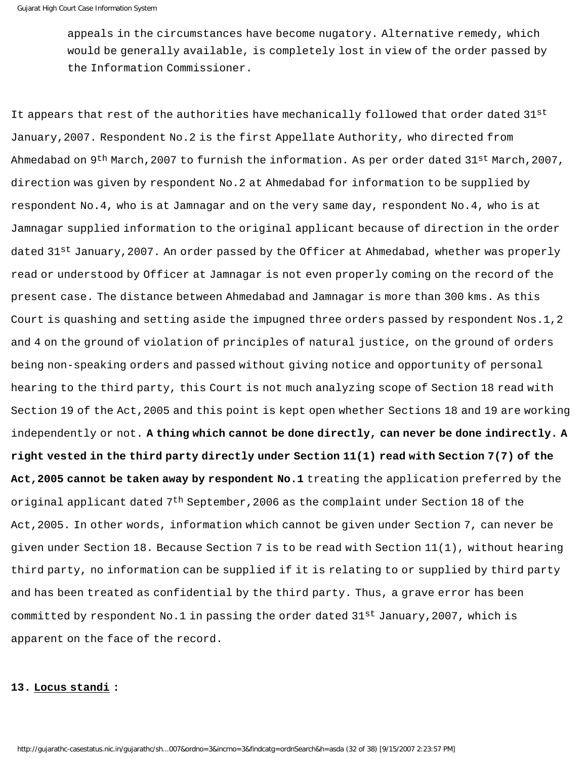appeals in the circumstances have become nugatory. Alternative remedy, which would be generally available, is completely lost in view of the order passed by the Information Commissioner.

It appears that rest of the authorities have mechanically followed that order dated 31st January,2007. Respondent No.2 is the first Appellate Authority, who directed from Ahmedabad on 9th March,2007 to furnish the information. As per order dated 31st March,2007, direction was given by respondent No.2 at Ahmedabad for information to be supplied by respondent No.4, who is at Jamnagar and on the very same day, respondent No.4, who is at Jamnagar supplied information to the original applicant because of direction in the order dated 31st January,2007. An order passed by the Officer at Ahmedabad, whether was properly read or understood by Officer at Jamnagar is not even properly coming on the record of the present case. The distance between Ahmedabad and Jamnagar is more than 300 kms. As this Court is quashing and setting aside the impugned three orders passed by respondent Nos.1,2 and 4 on the ground of violation of principles of natural justice, on the ground of orders being non-speaking orders and passed without giving notice and opportunity of personal hearing to the third party, this Court is not much analyzing scope of Section 18 read with Section 19 of the Act,2005 and this point is kept open whether Sections 18 and 19 are working independently or not. **A thing which cannot be done directly, can never be done indirectly. A right vested in the third party directly under Section 11(1) read with Section 7(7) of the Act,2005 cannot be taken away by respondent No.1** treating the application preferred by the original applicant dated 7th September,2006 as the complaint under Section 18 of the Act,2005. In other words, information which cannot be given under Section 7, can never be given under Section 18. Because Section 7 is to be read with Section 11(1), without hearing third party, no information can be supplied if it is relating to or supplied by third party and has been treated as confidential by the third party. Thus, a grave error has been committed by respondent No.1 in passing the order dated 31st January,2007, which is apparent on the face of the record.

**13. Locus standi :**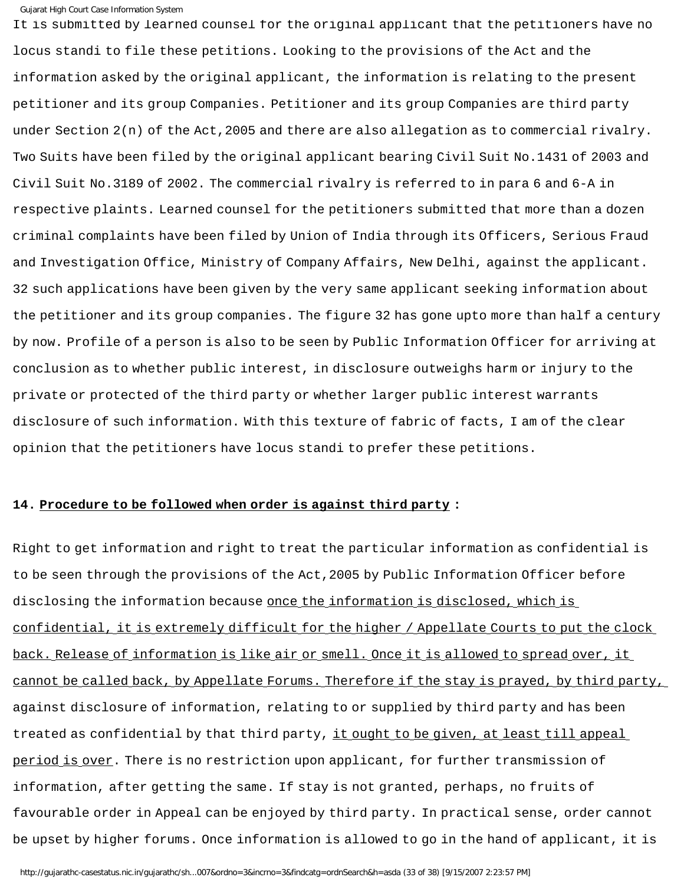It is submitted by learned counsel for the original applicant that the petitioners have no locus standi to file these petitions. Looking to the provisions of the Act and the information asked by the original applicant, the information is relating to the present petitioner and its group Companies. Petitioner and its group Companies are third party under Section 2(n) of the Act,2005 and there are also allegation as to commercial rivalry. Two Suits have been filed by the original applicant bearing Civil Suit No.1431 of 2003 and Civil Suit No.3189 of 2002. The commercial rivalry is referred to in para 6 and 6-A in respective plaints. Learned counsel for the petitioners submitted that more than a dozen criminal complaints have been filed by Union of India through its Officers, Serious Fraud and Investigation Office, Ministry of Company Affairs, New Delhi, against the applicant. 32 such applications have been given by the very same applicant seeking information about the petitioner and its group companies. The figure 32 has gone upto more than half a century by now. Profile of a person is also to be seen by Public Information Officer for arriving at conclusion as to whether public interest, in disclosure outweighs harm or injury to the private or protected of the third party or whether larger public interest warrants disclosure of such information. With this texture of fabric of facts, I am of the clear opinion that the petitioners have locus standi to prefer these petitions.

**14. Procedure to be followed when order is against third party :**

Right to get information and right to treat the particular information as confidential is to be seen through the provisions of the Act,2005 by Public Information Officer before disclosing the information because once the information is disclosed, which is confidential, it is extremely difficult for the higher / Appellate Courts to put the clock back. Release of information is like air or smell. Once it is allowed to spread over, it cannot be called back, by Appellate Forums. Therefore if the stay is prayed, by third party, against disclosure of information, relating to or supplied by third party and has been treated as confidential by that third party, it ought to be given, at least till appeal period is over. There is no restriction upon applicant, for further transmission of information, after getting the same. If stay is not granted, perhaps, no fruits of favourable order in Appeal can be enjoyed by third party. In practical sense, order cannot be upset by higher forums. Once information is allowed to go in the hand of applicant, it is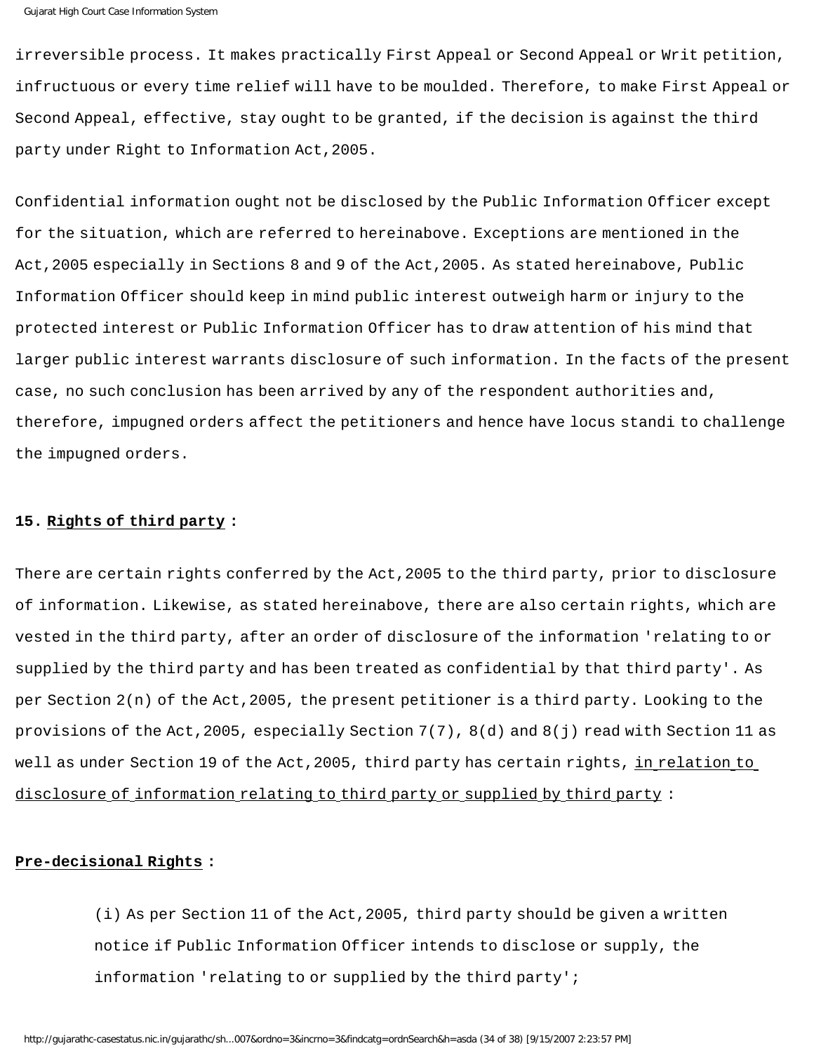irreversible process. It makes practically First Appeal or Second Appeal or Writ petition, infructuous or every time relief will have to be moulded. Therefore, to make First Appeal or Second Appeal, effective, stay ought to be granted, if the decision is against the third party under Right to Information Act,2005.

Confidential information ought not be disclosed by the Public Information Officer except for the situation, which are referred to hereinabove. Exceptions are mentioned in the Act,2005 especially in Sections 8 and 9 of the Act,2005. As stated hereinabove, Public Information Officer should keep in mind public interest outweigh harm or injury to the protected interest or Public Information Officer has to draw attention of his mind that larger public interest warrants disclosure of such information. In the facts of the present case, no such conclusion has been arrived by any of the respondent authorities and, therefore, impugned orders affect the petitioners and hence have locus standi to challenge the impugned orders.

**15. Rights of third party :**

There are certain rights conferred by the Act,2005 to the third party, prior to disclosure of information. Likewise, as stated hereinabove, there are also certain rights, which are vested in the third party, after an order of disclosure of the information 'relating to or supplied by the third party and has been treated as confidential by that third party'. As per Section 2(n) of the Act,2005, the present petitioner is a third party. Looking to the provisions of the Act,2005, especially Section 7(7), 8(d) and 8(j) read with Section 11 as well as under Section 19 of the Act,2005, third party has certain rights, in relation to disclosure of information relating to third party or supplied by third party :

**Pre-decisional Rights :**

> (i) As per Section 11 of the Act,2005, third party should be given a written notice if Public Information Officer intends to disclose or supply, the information 'relating to or supplied by the third party';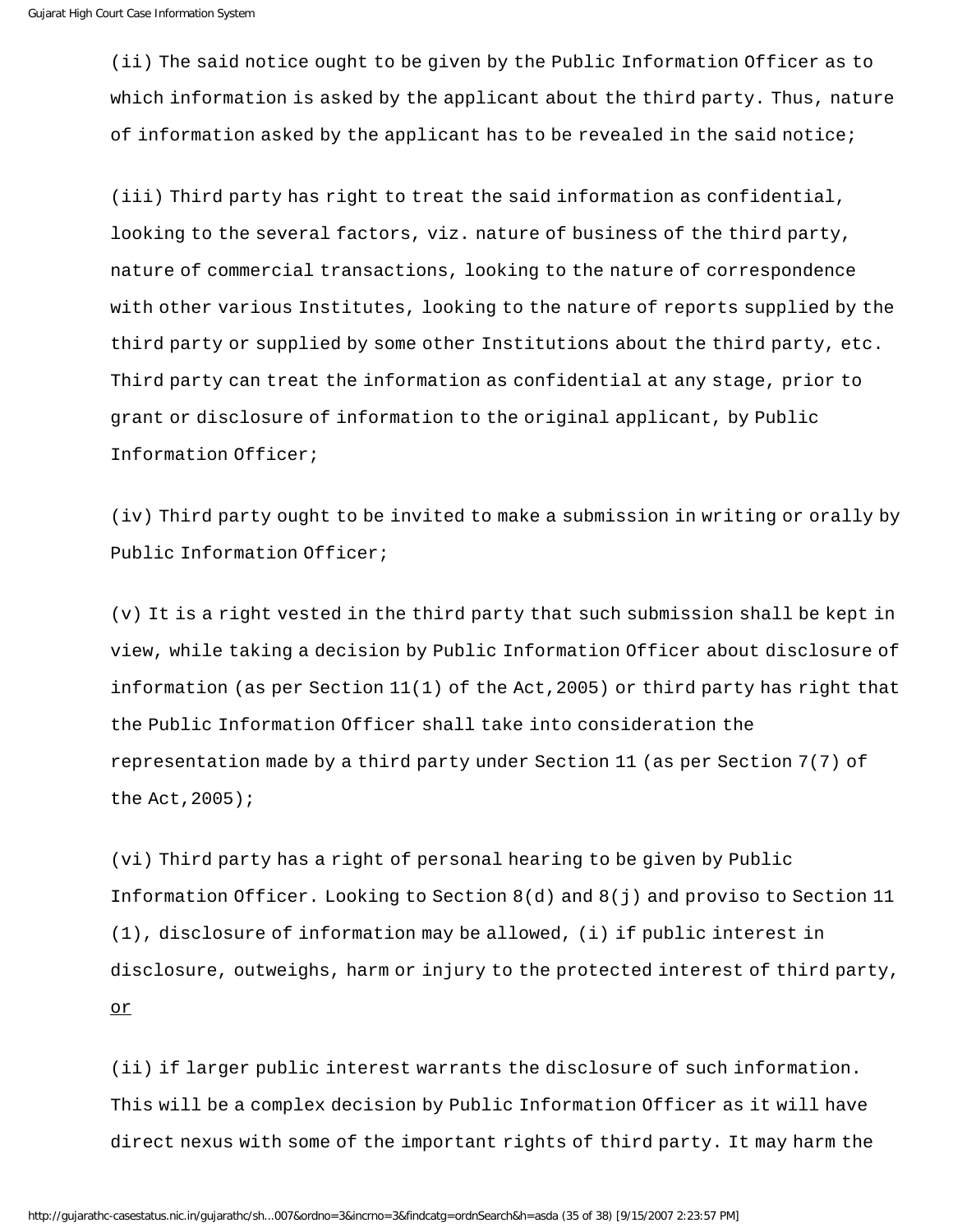(ii) The said notice ought to be given by the Public Information Officer as to which information is asked by the applicant about the third party. Thus, nature of information asked by the applicant has to be revealed in the said notice;

(iii) Third party has right to treat the said information as confidential, looking to the several factors, viz. nature of business of the third party, nature of commercial transactions, looking to the nature of correspondence with other various Institutes, looking to the nature of reports supplied by the third party or supplied by some other Institutions about the third party, etc. Third party can treat the information as confidential at any stage, prior to grant or disclosure of information to the original applicant, by Public Information Officer;

(iv) Third party ought to be invited to make a submission in writing or orally by Public Information Officer;

(v) It is a right vested in the third party that such submission shall be kept in view, while taking a decision by Public Information Officer about disclosure of information (as per Section 11(1) of the Act,2005) or third party has right that the Public Information Officer shall take into consideration the representation made by a third party under Section 11 (as per Section 7(7) of the Act,2005);

(vi) Third party has a right of personal hearing to be given by Public Information Officer. Looking to Section 8(d) and 8(j) and proviso to Section 11 (1), disclosure of information may be allowed, (i) if public interest in disclosure, outweighs, harm or injury to the protected interest of third party, <u>or</u>

(ii) if larger public interest warrants the disclosure of such information. This will be a complex decision by Public Information Officer as it will have direct nexus with some of the important rights of third party. It may harm the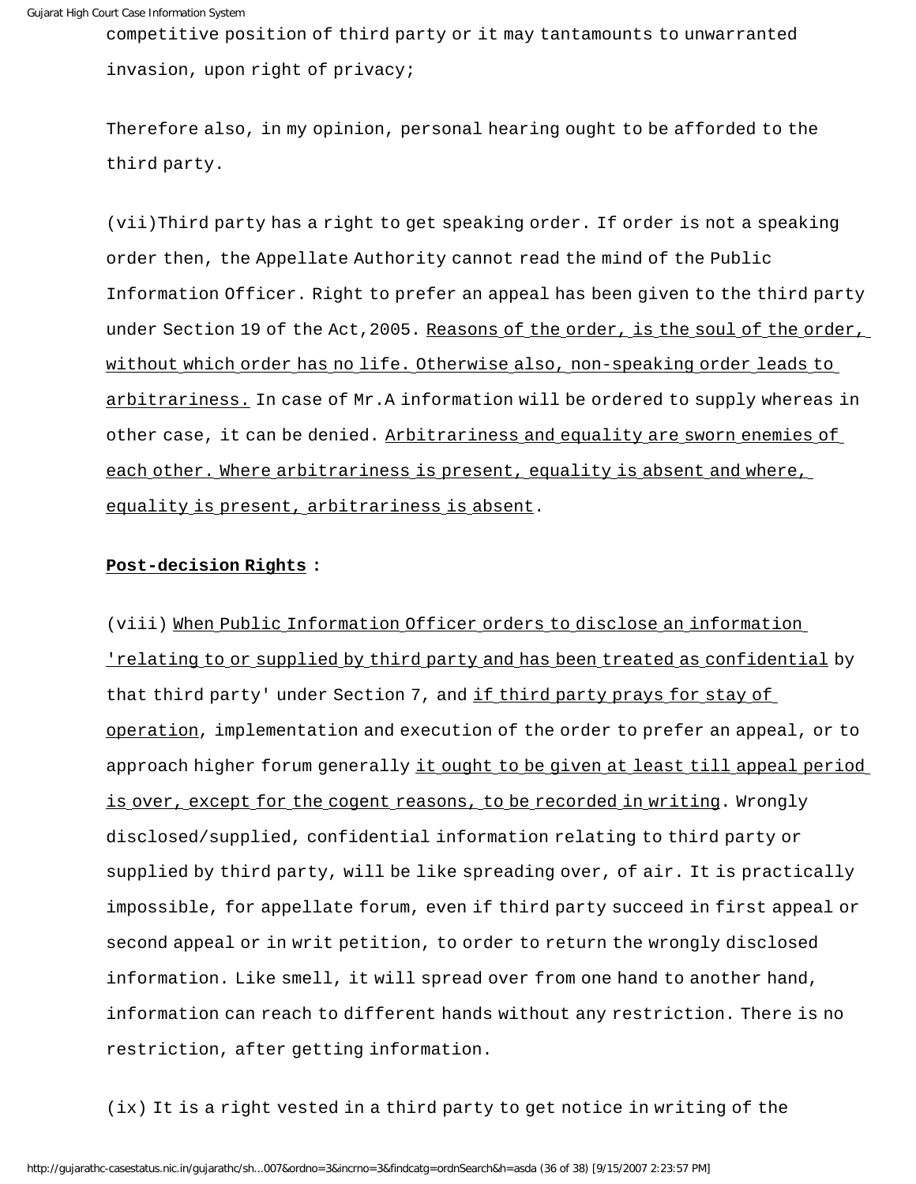competitive position of third party or it may tantamounts to unwarranted invasion, upon right of privacy;

Therefore also, in my opinion, personal hearing ought to be afforded to the third party.

(vii)Third party has a right to get speaking order. If order is not a speaking order then, the Appellate Authority cannot read the mind of the Public Information Officer. Right to prefer an appeal has been given to the third party under Section 19 of the Act,2005. Reasons of the order, is the soul of the order, without which order has no life. Otherwise also, non-speaking order leads to arbitrariness. In case of Mr.A information will be ordered to supply whereas in other case, it can be denied. Arbitrariness and equality are sworn enemies of each other. Where arbitrariness is present, equality is absent and where, equality is present, arbitrariness is absent.

**Post-decision Rights :**

(viii) When Public Information Officer orders to disclose an information 'relating to or supplied by third party and has been treated as confidential by that third party' under Section 7, and if third party prays for stay of operation, implementation and execution of the order to prefer an appeal, or to approach higher forum generally it ought to be given at least till appeal period is over, except for the cogent reasons, to be recorded in writing. Wrongly disclosed/supplied, confidential information relating to third party or supplied by third party, will be like spreading over, of air. It is practically impossible, for appellate forum, even if third party succeed in first appeal or second appeal or in writ petition, to order to return the wrongly disclosed information. Like smell, it will spread over from one hand to another hand, information can reach to different hands without any restriction. There is no restriction, after getting information.

(ix) It is a right vested in a third party to get notice in writing of the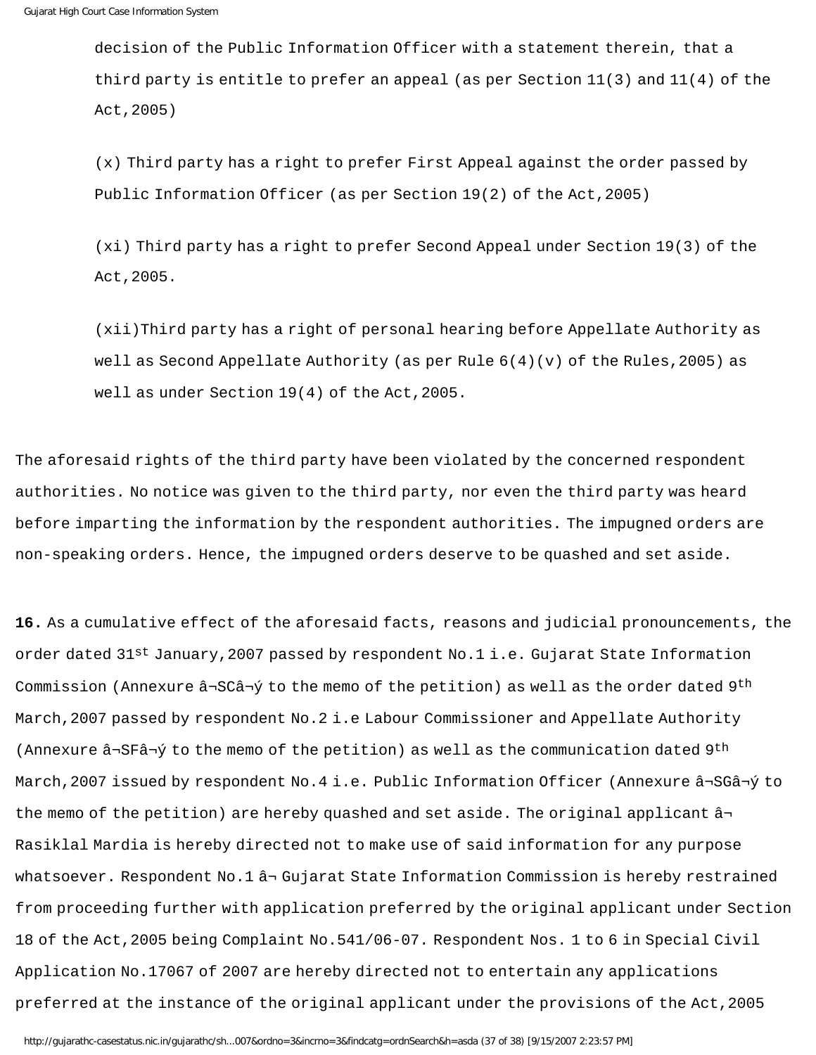decision of the Public Information Officer with a statement therein, that a third party is entitle to prefer an appeal (as per Section 11(3) and 11(4) of the Act,2005)

(x) Third party has a right to prefer First Appeal against the order passed by Public Information Officer (as per Section 19(2) of the Act,2005)

(xi) Third party has a right to prefer Second Appeal under Section 19(3) of the Act,2005.

(xii)Third party has a right of personal hearing before Appellate Authority as well as Second Appellate Authority (as per Rule 6(4)(v) of the Rules,2005) as well as under Section 19(4) of the Act,2005.

The aforesaid rights of the third party have been violated by the concerned respondent authorities. No notice was given to the third party, nor even the third party was heard before imparting the information by the respondent authorities. The impugned orders are non-speaking orders. Hence, the impugned orders deserve to be quashed and set aside.

**16.** As a cumulative effect of the aforesaid facts, reasons and judicial pronouncements, the order dated 31st January,2007 passed by respondent No.1 i.e. Gujarat State Information Commission (Annexure â¬SCâ¬ý to the memo of the petition) as well as the order dated 9th March,2007 passed by respondent No.2 i.e Labour Commissioner and Appellate Authority (Annexure â¬SFâ¬ý to the memo of the petition) as well as the communication dated 9th March,2007 issued by respondent No.4 i.e. Public Information Officer (Annexure â¬SGâ¬ý to the memo of the petition) are hereby quashed and set aside. The original applicant â¬ Rasiklal Mardia is hereby directed not to make use of said information for any purpose whatsoever. Respondent No.1 â¬ Gujarat State Information Commission is hereby restrained from proceeding further with application preferred by the original applicant under Section 18 of the Act,2005 being Complaint No.541/06-07. Respondent Nos. 1 to 6 in Special Civil Application No.17067 of 2007 are hereby directed not to entertain any applications preferred at the instance of the original applicant under the provisions of the Act,2005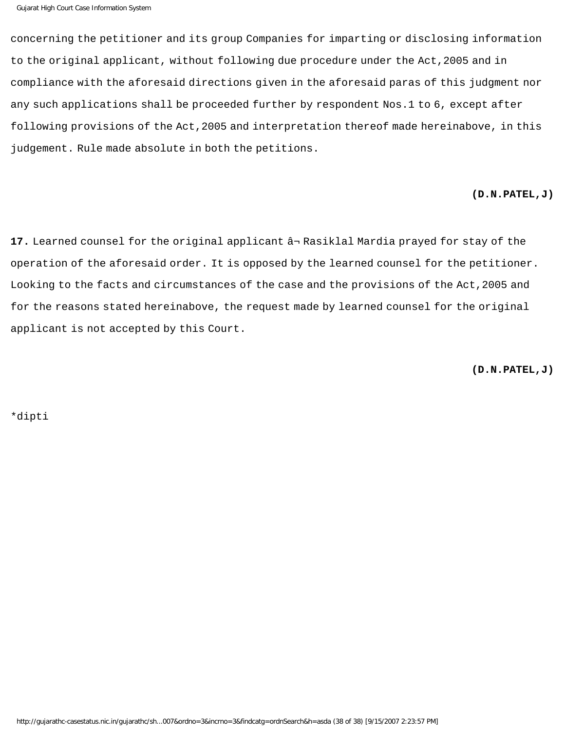concerning the petitioner and its group Companies for imparting or disclosing information to the original applicant, without following due procedure under the Act,2005 and in compliance with the aforesaid directions given in the aforesaid paras of this judgment nor any such applications shall be proceeded further by respondent Nos.1 to 6, except after following provisions of the Act,2005 and interpretation thereof made hereinabove, in this judgement. Rule made absolute in both the petitions.

**(D.N.PATEL,J)**

**17.** Learned counsel for the original applicant â¬ Rasiklal Mardia prayed for stay of the operation of the aforesaid order. It is opposed by the learned counsel for the petitioner. Looking to the facts and circumstances of the case and the provisions of the Act,2005 and for the reasons stated hereinabove, the request made by learned counsel for the original applicant is not accepted by this Court.

**(D.N.PATEL,J)**

*dipti